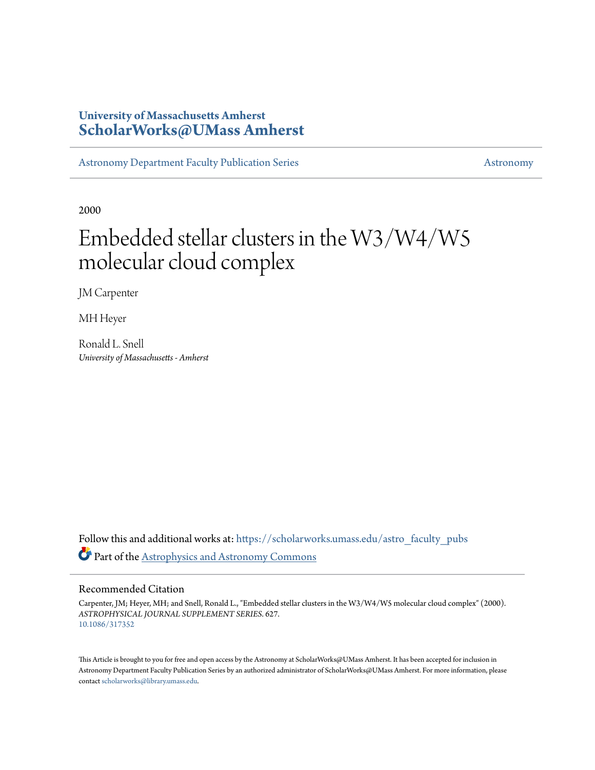University of Massachusetts Amherst
**ScholarWorks@UMass Amherst**

Astronomy Department Faculty Publication Series | Astronomy

2000

# Embedded stellar clusters in the W3/W4/W5 molecular cloud complex

JM Carpenter

MH Heyer

Ronald L. Snell
*University of Massachusetts - Amherst*

Follow this and additional works at: https://scholarworks.umass.edu/astro_faculty_pubs

Part of the Astrophysics and Astronomy Commons

## Recommended Citation

Carpenter, JM; Heyer, MH; and Snell, Ronald L., "Embedded stellar clusters in the W3/W4/W5 molecular cloud complex" (2000). *ASTROPHYSICAL JOURNAL SUPPLEMENT SERIES*. 627.
10.1086/317352

This Article is brought to you for free and open access by the Astronomy at ScholarWorks@UMass Amherst. It has been accepted for inclusion in Astronomy Department Faculty Publication Series by an authorized administrator of ScholarWorks@UMass Amherst. For more information, please contact scholarworks@library.umass.edu.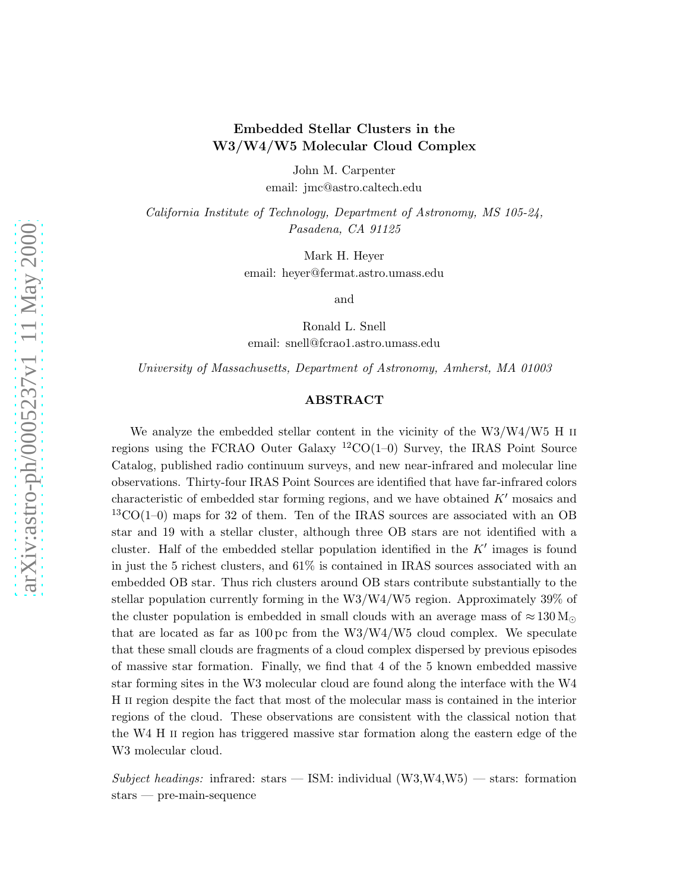# Embedded Stellar Clusters in the W3/W4/W5 Molecular Cloud Complex

John M. Carpenter

email: jmc@astro.caltech.edu

*California Institute of Technology, Department of Astronomy, MS 105-24, Pasadena, CA 91125*

Mark H. Heyer

email: heyer@fermat.astro.umass.edu

and

Ronald L. Snell

email: snell@fcrao1.astro.umass.edu

*University of Massachusetts, Department of Astronomy, Amherst, MA 01003*

## ABSTRACT

We analyze the embedded stellar content in the vicinity of the W3/W4/W5 H II regions using the FCRAO Outer Galaxy $^{12}$CO(1–0) Survey, the IRAS Point Source Catalog, published radio continuum surveys, and new near-infrared and molecular line observations. Thirty-four IRAS Point Sources are identified that have far-infrared colors characteristic of embedded star forming regions, and we have obtained $K'$ mosaics and $^{13}$CO(1–0) maps for 32 of them. Ten of the IRAS sources are associated with an OB star and 19 with a stellar cluster, although three OB stars are not identified with a cluster. Half of the embedded stellar population identified in the $K'$ images is found in just the 5 richest clusters, and 61% is contained in IRAS sources associated with an embedded OB star. Thus rich clusters around OB stars contribute substantially to the stellar population currently forming in the W3/W4/W5 region. Approximately 39% of the cluster population is embedded in small clouds with an average mass of $\approx 130\,M_\odot$ that are located as far as 100 pc from the W3/W4/W5 cloud complex. We speculate that these small clouds are fragments of a cloud complex dispersed by previous episodes of massive star formation. Finally, we find that 4 of the 5 known embedded massive star forming sites in the W3 molecular cloud are found along the interface with the W4 H II region despite the fact that most of the molecular mass is contained in the interior regions of the cloud. These observations are consistent with the classical notion that the W4 H II region has triggered massive star formation along the eastern edge of the W3 molecular cloud.

*Subject headings:* infrared: stars — ISM: individual (W3,W4,W5) — stars: formation stars — pre-main-sequence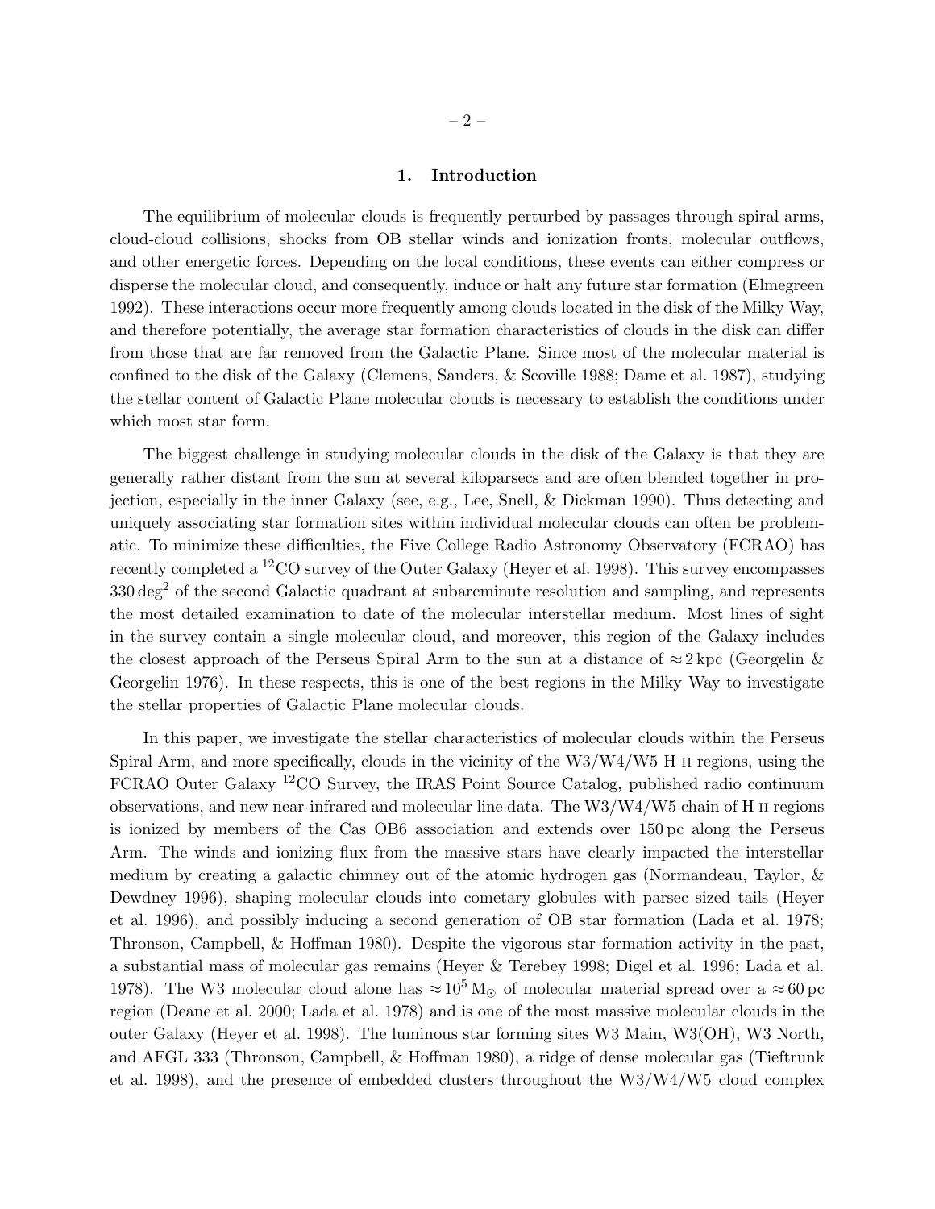## 1. Introduction

The equilibrium of molecular clouds is frequently perturbed by passages through spiral arms, cloud-cloud collisions, shocks from OB stellar winds and ionization fronts, molecular outflows, and other energetic forces. Depending on the local conditions, these events can either compress or disperse the molecular cloud, and consequently, induce or halt any future star formation (Elmegreen 1992). These interactions occur more frequently among clouds located in the disk of the Milky Way, and therefore potentially, the average star formation characteristics of clouds in the disk can differ from those that are far removed from the Galactic Plane. Since most of the molecular material is confined to the disk of the Galaxy (Clemens, Sanders, & Scoville 1988; Dame et al. 1987), studying the stellar content of Galactic Plane molecular clouds is necessary to establish the conditions under which most star form.

The biggest challenge in studying molecular clouds in the disk of the Galaxy is that they are generally rather distant from the sun at several kiloparsecs and are often blended together in projection, especially in the inner Galaxy (see, e.g., Lee, Snell, & Dickman 1990). Thus detecting and uniquely associating star formation sites within individual molecular clouds can often be problematic. To minimize these difficulties, the Five College Radio Astronomy Observatory (FCRAO) has recently completed a $^{12}$CO survey of the Outer Galaxy (Heyer et al. 1998). This survey encompasses $330\,\mathrm{deg}^2$ of the second Galactic quadrant at subarcminute resolution and sampling, and represents the most detailed examination to date of the molecular interstellar medium. Most lines of sight in the survey contain a single molecular cloud, and moreover, this region of the Galaxy includes the closest approach of the Perseus Spiral Arm to the sun at a distance of $\approx 2\,\mathrm{kpc}$ (Georgelin & Georgelin 1976). In these respects, this is one of the best regions in the Milky Way to investigate the stellar properties of Galactic Plane molecular clouds.

In this paper, we investigate the stellar characteristics of molecular clouds within the Perseus Spiral Arm, and more specifically, clouds in the vicinity of the W3/W4/W5 H II regions, using the FCRAO Outer Galaxy $^{12}$CO Survey, the IRAS Point Source Catalog, published radio continuum observations, and new near-infrared and molecular line data. The W3/W4/W5 chain of H II regions is ionized by members of the Cas OB6 association and extends over $150\,\mathrm{pc}$ along the Perseus Arm. The winds and ionizing flux from the massive stars have clearly impacted the interstellar medium by creating a galactic chimney out of the atomic hydrogen gas (Normandeau, Taylor, & Dewdney 1996), shaping molecular clouds into cometary globules with parsec sized tails (Heyer et al. 1996), and possibly inducing a second generation of OB star formation (Lada et al. 1978; Thronson, Campbell, & Hoffman 1980). Despite the vigorous star formation activity in the past, a substantial mass of molecular gas remains (Heyer & Terebey 1998; Digel et al. 1996; Lada et al. 1978). The W3 molecular cloud alone has $\approx 10^5\,\mathrm{M}_\odot$ of molecular material spread over a $\approx 60\,\mathrm{pc}$ region (Deane et al. 2000; Lada et al. 1978) and is one of the most massive molecular clouds in the outer Galaxy (Heyer et al. 1998). The luminous star forming sites W3 Main, W3(OH), W3 North, and AFGL 333 (Thronson, Campbell, & Hoffman 1980), a ridge of dense molecular gas (Tieftrunk et al. 1998), and the presence of embedded clusters throughout the W3/W4/W5 cloud complex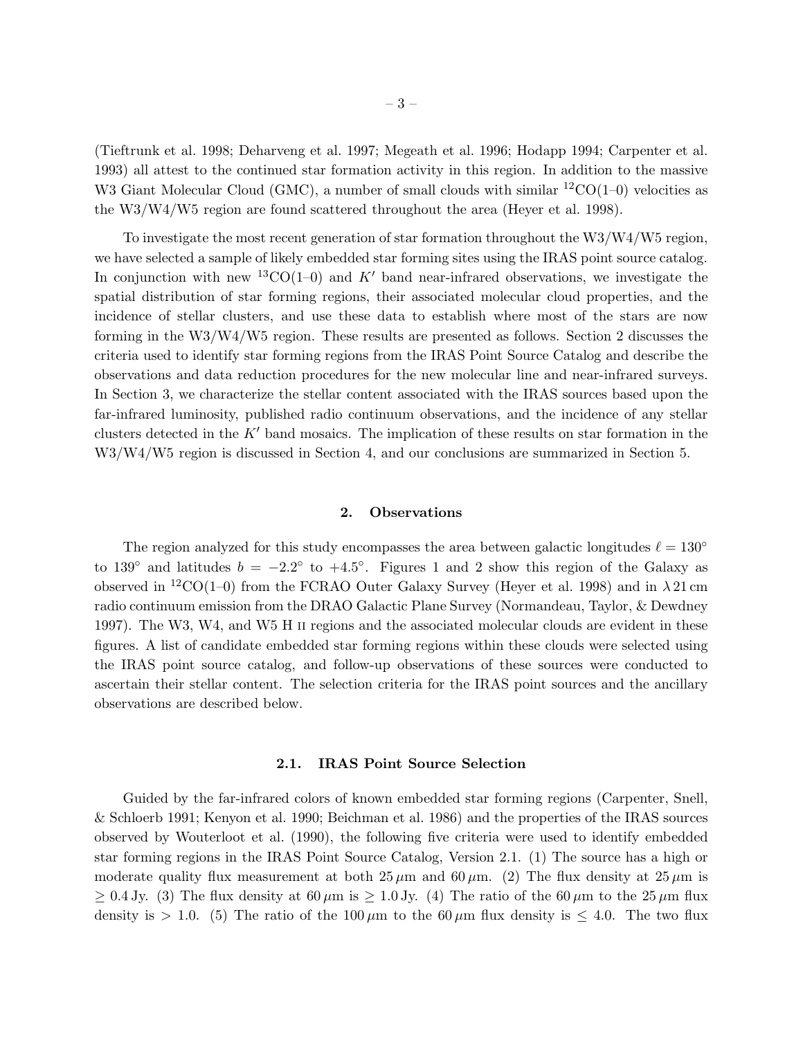(Tieftrunk et al. 1998; Deharveng et al. 1997; Megeath et al. 1996; Hodapp 1994; Carpenter et al. 1993) all attest to the continued star formation activity in this region. In addition to the massive W3 Giant Molecular Cloud (GMC), a number of small clouds with similar $^{12}$CO(1–0) velocities as the W3/W4/W5 region are found scattered throughout the area (Heyer et al. 1998).

To investigate the most recent generation of star formation throughout the W3/W4/W5 region, we have selected a sample of likely embedded star forming sites using the IRAS point source catalog. In conjunction with new $^{13}$CO(1–0) and $K'$ band near-infrared observations, we investigate the spatial distribution of star forming regions, their associated molecular cloud properties, and the incidence of stellar clusters, and use these data to establish where most of the stars are now forming in the W3/W4/W5 region. These results are presented as follows. Section 2 discusses the criteria used to identify star forming regions from the IRAS Point Source Catalog and describe the observations and data reduction procedures for the new molecular line and near-infrared surveys. In Section 3, we characterize the stellar content associated with the IRAS sources based upon the far-infrared luminosity, published radio continuum observations, and the incidence of any stellar clusters detected in the $K'$ band mosaics. The implication of these results on star formation in the W3/W4/W5 region is discussed in Section 4, and our conclusions are summarized in Section 5.

## 2. Observations

The region analyzed for this study encompasses the area between galactic longitudes $\ell = 130^\circ$ to $139^\circ$ and latitudes $b = -2.2^\circ$ to $+4.5^\circ$. Figures 1 and 2 show this region of the Galaxy as observed in $^{12}$CO(1–0) from the FCRAO Outer Galaxy Survey (Heyer et al. 1998) and in $\lambda\,21\,$cm radio continuum emission from the DRAO Galactic Plane Survey (Normandeau, Taylor, & Dewdney 1997). The W3, W4, and W5 H II regions and the associated molecular clouds are evident in these figures. A list of candidate embedded star forming regions within these clouds were selected using the IRAS point source catalog, and follow-up observations of these sources were conducted to ascertain their stellar content. The selection criteria for the IRAS point sources and the ancillary observations are described below.

### 2.1. IRAS Point Source Selection

Guided by the far-infrared colors of known embedded star forming regions (Carpenter, Snell, & Schloerb 1991; Kenyon et al. 1990; Beichman et al. 1986) and the properties of the IRAS sources observed by Wouterloot et al. (1990), the following five criteria were used to identify embedded star forming regions in the IRAS Point Source Catalog, Version 2.1. (1) The source has a high or moderate quality flux measurement at both $25\,\mu$m and $60\,\mu$m. (2) The flux density at $25\,\mu$m is $\geq 0.4$ Jy. (3) The flux density at $60\,\mu$m is $\geq 1.0$ Jy. (4) The ratio of the $60\,\mu$m to the $25\,\mu$m flux density is $> 1.0$. (5) The ratio of the $100\,\mu$m to the $60\,\mu$m flux density is $\leq 4.0$. The two flux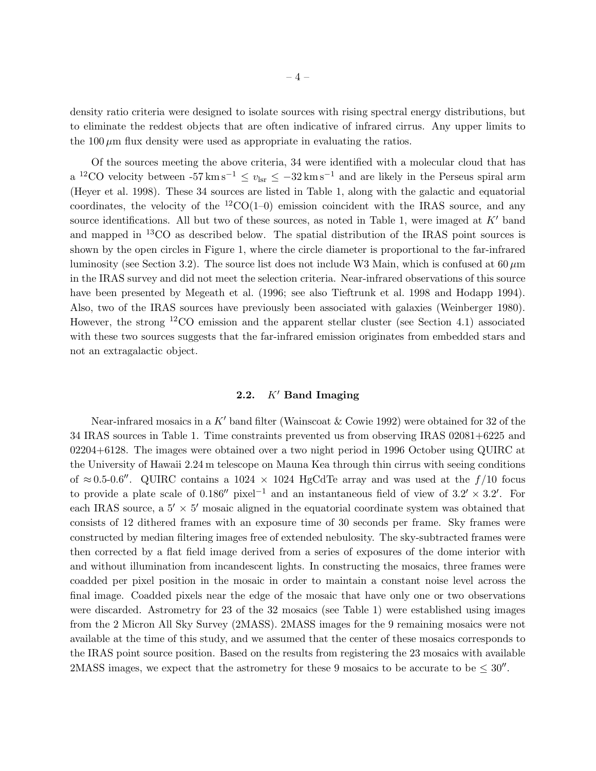density ratio criteria were designed to isolate sources with rising spectral energy distributions, but to eliminate the reddest objects that are often indicative of infrared cirrus. Any upper limits to the 100 $\mu$m flux density were used as appropriate in evaluating the ratios.

Of the sources meeting the above criteria, 34 were identified with a molecular cloud that has a $^{12}$CO velocity between -57 km s$^{-1}$ $\leq v_{\rm lsr} \leq -32$ km s$^{-1}$ and are likely in the Perseus spiral arm (Heyer et al. 1998). These 34 sources are listed in Table 1, along with the galactic and equatorial coordinates, the velocity of the $^{12}$CO(1–0) emission coincident with the IRAS source, and any source identifications. All but two of these sources, as noted in Table 1, were imaged at $K'$ band and mapped in $^{13}$CO as described below. The spatial distribution of the IRAS point sources is shown by the open circles in Figure 1, where the circle diameter is proportional to the far-infrared luminosity (see Section 3.2). The source list does not include W3 Main, which is confused at 60 $\mu$m in the IRAS survey and did not meet the selection criteria. Near-infrared observations of this source have been presented by Megeath et al. (1996; see also Tieftrunk et al. 1998 and Hodapp 1994). Also, two of the IRAS sources have previously been associated with galaxies (Weinberger 1980). However, the strong $^{12}$CO emission and the apparent stellar cluster (see Section 4.1) associated with these two sources suggests that the far-infrared emission originates from embedded stars and not an extragalactic object.

### 2.2. $K'$ Band Imaging

Near-infrared mosaics in a $K'$ band filter (Wainscoat & Cowie 1992) were obtained for 32 of the 34 IRAS sources in Table 1. Time constraints prevented us from observing IRAS 02081+6225 and 02204+6128. The images were obtained over a two night period in 1996 October using QUIRC at the University of Hawaii 2.24 m telescope on Mauna Kea through thin cirrus with seeing conditions of $\approx$0.5-0.6$''$. QUIRC contains a 1024 $\times$ 1024 HgCdTe array and was used at the $f/10$ focus to provide a plate scale of 0.186$''$ pixel$^{-1}$ and an instantaneous field of view of 3.2$'$ $\times$ 3.2$'$. For each IRAS source, a 5$'$ $\times$ 5$'$ mosaic aligned in the equatorial coordinate system was obtained that consists of 12 dithered frames with an exposure time of 30 seconds per frame. Sky frames were constructed by median filtering images free of extended nebulosity. The sky-subtracted frames were then corrected by a flat field image derived from a series of exposures of the dome interior with and without illumination from incandescent lights. In constructing the mosaics, three frames were coadded per pixel position in the mosaic in order to maintain a constant noise level across the final image. Coadded pixels near the edge of the mosaic that have only one or two observations were discarded. Astrometry for 23 of the 32 mosaics (see Table 1) were established using images from the 2 Micron All Sky Survey (2MASS). 2MASS images for the 9 remaining mosaics were not available at the time of this study, and we assumed that the center of these mosaics corresponds to the IRAS point source position. Based on the results from registering the 23 mosaics with available 2MASS images, we expect that the astrometry for these 9 mosaics to be accurate to be $\leq$ 30$''$.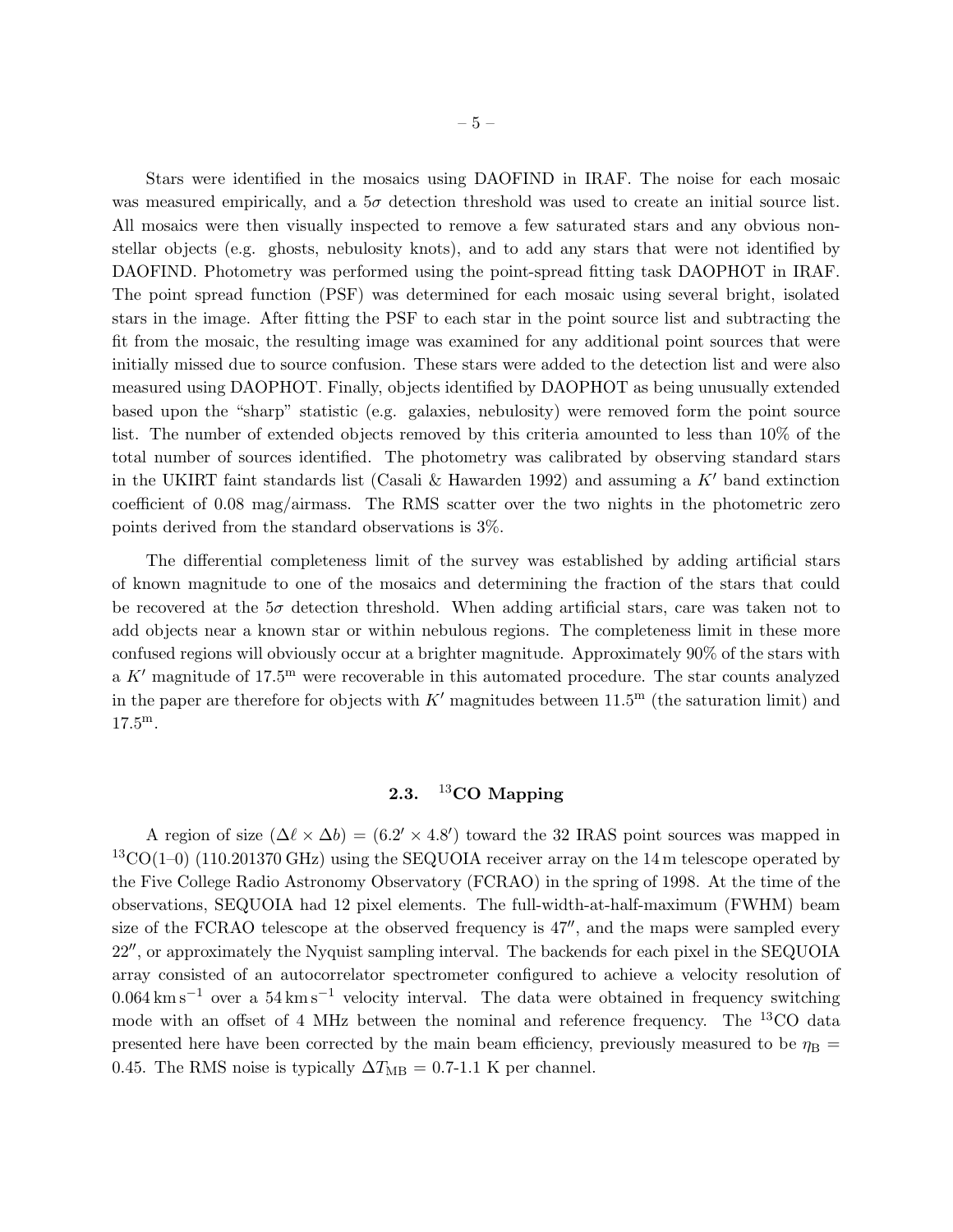Stars were identified in the mosaics using DAOFIND in IRAF. The noise for each mosaic was measured empirically, and a $5\sigma$ detection threshold was used to create an initial source list. All mosaics were then visually inspected to remove a few saturated stars and any obvious non-stellar objects (e.g. ghosts, nebulosity knots), and to add any stars that were not identified by DAOFIND. Photometry was performed using the point-spread fitting task DAOPHOT in IRAF. The point spread function (PSF) was determined for each mosaic using several bright, isolated stars in the image. After fitting the PSF to each star in the point source list and subtracting the fit from the mosaic, the resulting image was examined for any additional point sources that were initially missed due to source confusion. These stars were added to the detection list and were also measured using DAOPHOT. Finally, objects identified by DAOPHOT as being unusually extended based upon the "sharp" statistic (e.g. galaxies, nebulosity) were removed form the point source list. The number of extended objects removed by this criteria amounted to less than 10% of the total number of sources identified. The photometry was calibrated by observing standard stars in the UKIRT faint standards list (Casali & Hawarden 1992) and assuming a $K'$ band extinction coefficient of 0.08 mag/airmass. The RMS scatter over the two nights in the photometric zero points derived from the standard observations is 3%.

The differential completeness limit of the survey was established by adding artificial stars of known magnitude to one of the mosaics and determining the fraction of the stars that could be recovered at the $5\sigma$ detection threshold. When adding artificial stars, care was taken not to add objects near a known star or within nebulous regions. The completeness limit in these more confused regions will obviously occur at a brighter magnitude. Approximately 90% of the stars with a $K'$ magnitude of $17.5^{\rm m}$ were recoverable in this automated procedure. The star counts analyzed in the paper are therefore for objects with $K'$ magnitudes between $11.5^{\rm m}$ (the saturation limit) and $17.5^{\rm m}$.

### 2.3. $^{13}$CO Mapping

A region of size $(\Delta\ell \times \Delta b) = (6.2' \times 4.8')$ toward the 32 IRAS point sources was mapped in $^{13}$CO(1–0) (110.201370 GHz) using the SEQUOIA receiver array on the 14 m telescope operated by the Five College Radio Astronomy Observatory (FCRAO) in the spring of 1998. At the time of the observations, SEQUOIA had 12 pixel elements. The full-width-at-half-maximum (FWHM) beam size of the FCRAO telescope at the observed frequency is $47''$, and the maps were sampled every $22''$, or approximately the Nyquist sampling interval. The backends for each pixel in the SEQUOIA array consisted of an autocorrelator spectrometer configured to achieve a velocity resolution of $0.064\,{\rm km\,s^{-1}}$ over a $54\,{\rm km\,s^{-1}}$ velocity interval. The data were obtained in frequency switching mode with an offset of 4 MHz between the nominal and reference frequency. The $^{13}$CO data presented here have been corrected by the main beam efficiency, previously measured to be $\eta_{\rm B} = 0.45$. The RMS noise is typically $\Delta T_{\rm MB}$ = 0.7-1.1 K per channel.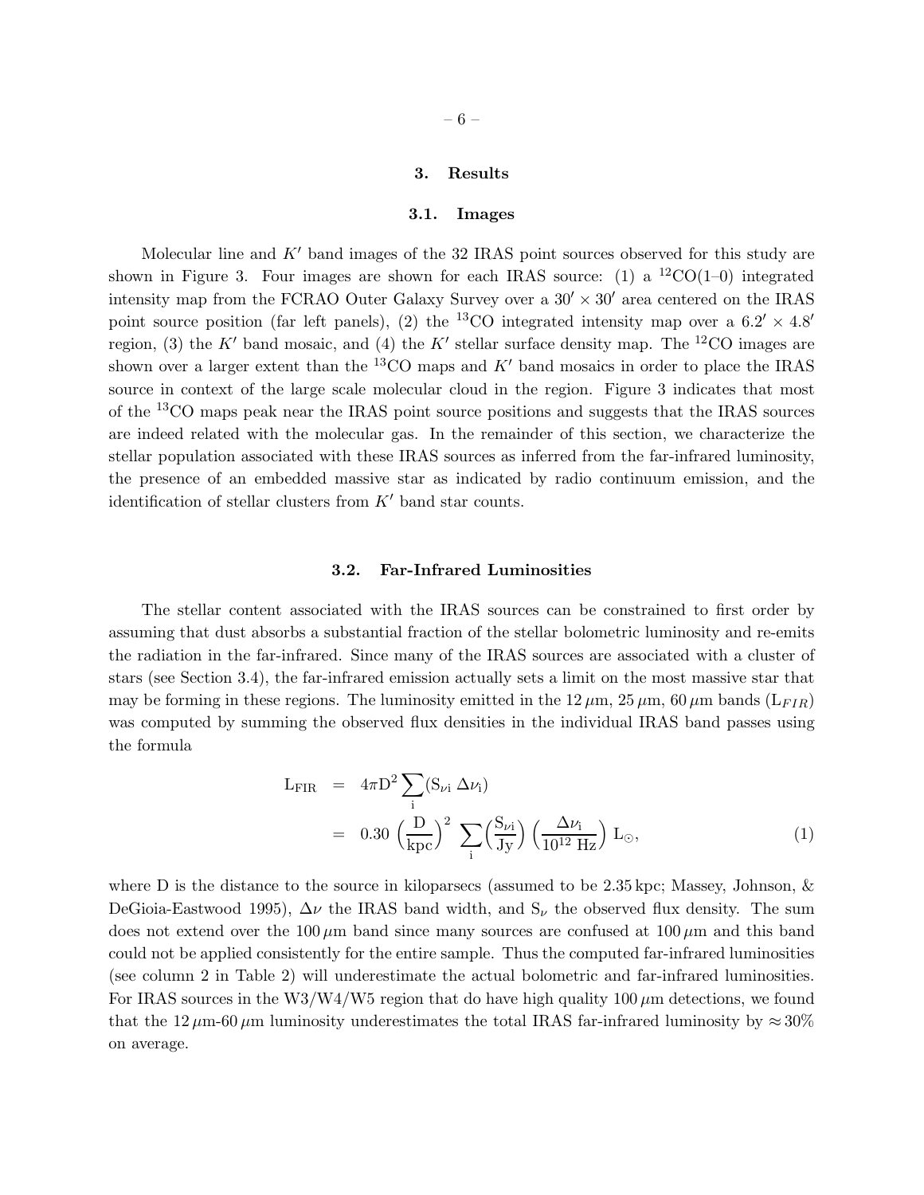## 3. Results

### 3.1. Images

Molecular line and $K'$ band images of the 32 IRAS point sources observed for this study are shown in Figure 3. Four images are shown for each IRAS source: (1) a $^{12}$CO(1–0) integrated intensity map from the FCRAO Outer Galaxy Survey over a $30' \times 30'$ area centered on the IRAS point source position (far left panels), (2) the $^{13}$CO integrated intensity map over a $6.2' \times 4.8'$ region, (3) the $K'$ band mosaic, and (4) the $K'$ stellar surface density map. The $^{12}$CO images are shown over a larger extent than the $^{13}$CO maps and $K'$ band mosaics in order to place the IRAS source in context of the large scale molecular cloud in the region. Figure 3 indicates that most of the $^{13}$CO maps peak near the IRAS point source positions and suggests that the IRAS sources are indeed related with the molecular gas. In the remainder of this section, we characterize the stellar population associated with these IRAS sources as inferred from the far-infrared luminosity, the presence of an embedded massive star as indicated by radio continuum emission, and the identification of stellar clusters from $K'$ band star counts.

### 3.2. Far-Infrared Luminosities

The stellar content associated with the IRAS sources can be constrained to first order by assuming that dust absorbs a substantial fraction of the stellar bolometric luminosity and re-emits the radiation in the far-infrared. Since many of the IRAS sources are associated with a cluster of stars (see Section 3.4), the far-infrared emission actually sets a limit on the most massive star that may be forming in these regions. The luminosity emitted in the 12 $\mu$m, 25 $\mu$m, 60 $\mu$m bands ($L_{FIR}$) was computed by summing the observed flux densities in the individual IRAS band passes using the formula

$$
\begin{aligned}
\mathrm{L_{FIR}} &= 4\pi \mathrm{D}^2 \sum_{\mathrm{i}} (\mathrm{S}_{\nu \mathrm{i}}\ \Delta\nu_{\mathrm{i}}) \\
&= 0.30 \left(\frac{\mathrm{D}}{\mathrm{kpc}}\right)^2 \sum_{\mathrm{i}} \left(\frac{\mathrm{S}_{\nu \mathrm{i}}}{\mathrm{Jy}}\right) \left(\frac{\Delta\nu_{\mathrm{i}}}{10^{12}\ \mathrm{Hz}}\right) \mathrm{L}_{\odot},
\end{aligned}
\tag{1}
$$

where D is the distance to the source in kiloparsecs (assumed to be 2.35 kpc; Massey, Johnson, & DeGioia-Eastwood 1995), $\Delta\nu$ the IRAS band width, and $S_\nu$ the observed flux density. The sum does not extend over the 100 $\mu$m band since many sources are confused at 100 $\mu$m and this band could not be applied consistently for the entire sample. Thus the computed far-infrared luminosities (see column 2 in Table 2) will underestimate the actual bolometric and far-infrared luminosities. For IRAS sources in the W3/W4/W5 region that do have high quality 100 $\mu$m detections, we found that the 12 $\mu$m-60 $\mu$m luminosity underestimates the total IRAS far-infrared luminosity by $\approx 30\%$ on average.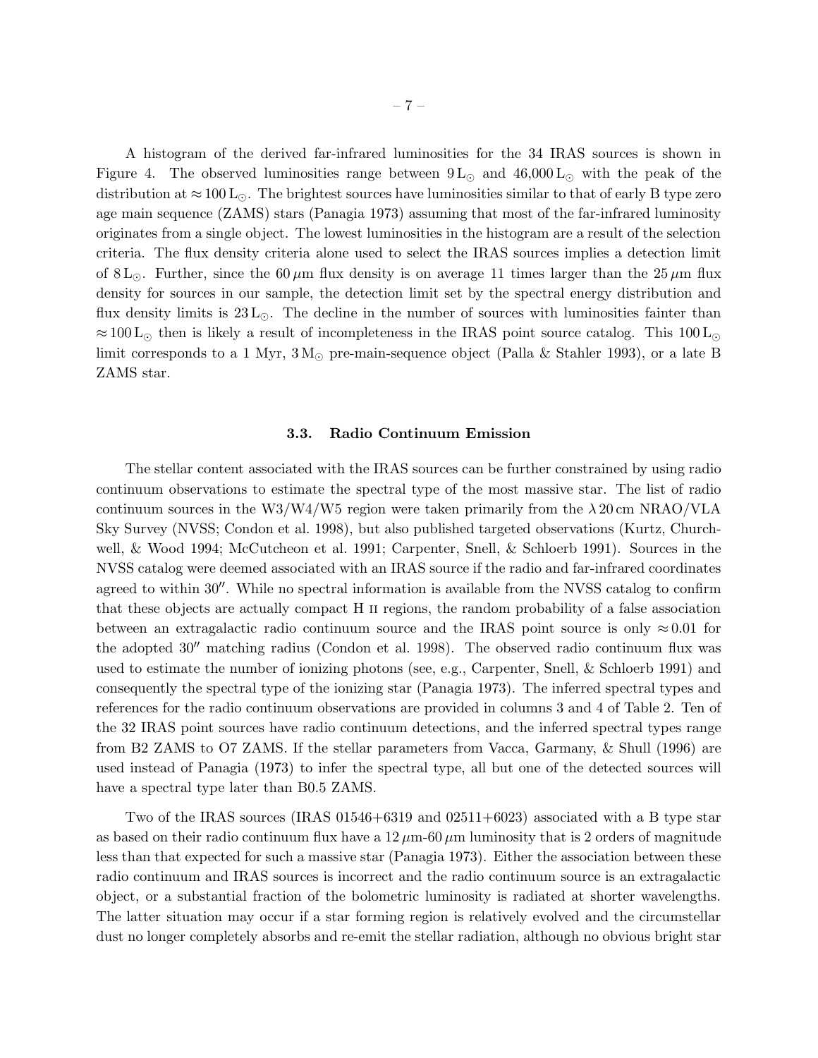A histogram of the derived far-infrared luminosities for the 34 IRAS sources is shown in Figure 4. The observed luminosities range between $9\,L_\odot$ and $46{,}000\,L_\odot$ with the peak of the distribution at $\approx 100\,L_\odot$. The brightest sources have luminosities similar to that of early B type zero age main sequence (ZAMS) stars (Panagia 1973) assuming that most of the far-infrared luminosity originates from a single object. The lowest luminosities in the histogram are a result of the selection criteria. The flux density criteria alone used to select the IRAS sources implies a detection limit of $8\,L_\odot$. Further, since the $60\,\mu$m flux density is on average 11 times larger than the $25\,\mu$m flux density for sources in our sample, the detection limit set by the spectral energy distribution and flux density limits is $23\,L_\odot$. The decline in the number of sources with luminosities fainter than $\approx 100\,L_\odot$ then is likely a result of incompleteness in the IRAS point source catalog. This $100\,L_\odot$ limit corresponds to a 1 Myr, $3\,M_\odot$ pre-main-sequence object (Palla & Stahler 1993), or a late B ZAMS star.

### 3.3. Radio Continuum Emission

The stellar content associated with the IRAS sources can be further constrained by using radio continuum observations to estimate the spectral type of the most massive star. The list of radio continuum sources in the W3/W4/W5 region were taken primarily from the $\lambda\,20$ cm NRAO/VLA Sky Survey (NVSS; Condon et al. 1998), but also published targeted observations (Kurtz, Churchwell, & Wood 1994; McCutcheon et al. 1991; Carpenter, Snell, & Schloerb 1991). Sources in the NVSS catalog were deemed associated with an IRAS source if the radio and far-infrared coordinates agreed to within $30''$. While no spectral information is available from the NVSS catalog to confirm that these objects are actually compact H II regions, the random probability of a false association between an extragalactic radio continuum source and the IRAS point source is only $\approx 0.01$ for the adopted $30''$ matching radius (Condon et al. 1998). The observed radio continuum flux was used to estimate the number of ionizing photons (see, e.g., Carpenter, Snell, & Schloerb 1991) and consequently the spectral type of the ionizing star (Panagia 1973). The inferred spectral types and references for the radio continuum observations are provided in columns 3 and 4 of Table 2. Ten of the 32 IRAS point sources have radio continuum detections, and the inferred spectral types range from B2 ZAMS to O7 ZAMS. If the stellar parameters from Vacca, Garmany, & Shull (1996) are used instead of Panagia (1973) to infer the spectral type, all but one of the detected sources will have a spectral type later than B0.5 ZAMS.

Two of the IRAS sources (IRAS 01546+6319 and 02511+6023) associated with a B type star as based on their radio continuum flux have a $12\,\mu$m-$60\,\mu$m luminosity that is 2 orders of magnitude less than that expected for such a massive star (Panagia 1973). Either the association between these radio continuum and IRAS sources is incorrect and the radio continuum source is an extragalactic object, or a substantial fraction of the bolometric luminosity is radiated at shorter wavelengths. The latter situation may occur if a star forming region is relatively evolved and the circumstellar dust no longer completely absorbs and re-emit the stellar radiation, although no obvious bright star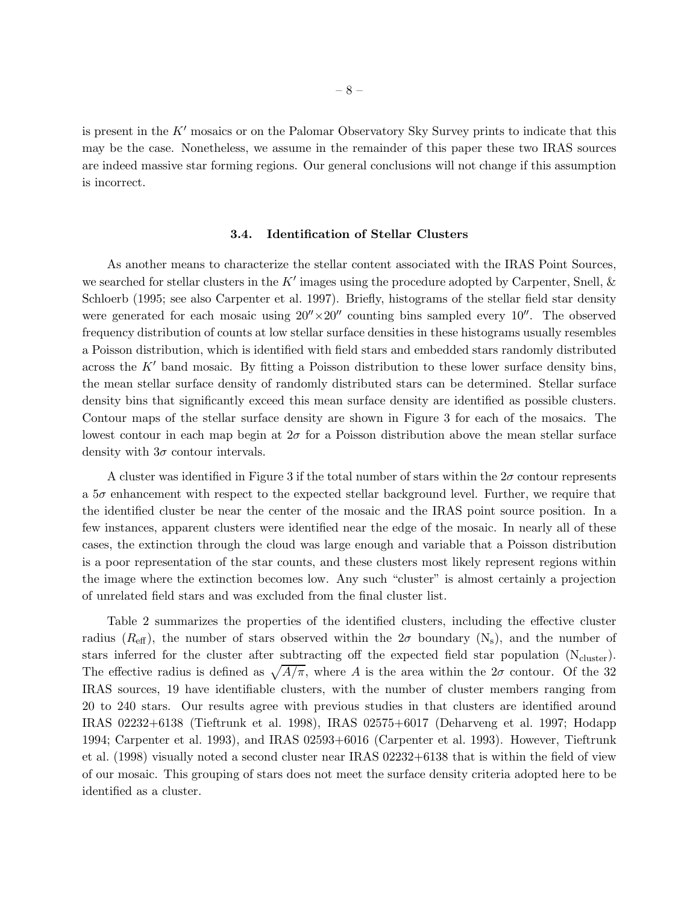is present in the $K'$ mosaics or on the Palomar Observatory Sky Survey prints to indicate that this may be the case. Nonetheless, we assume in the remainder of this paper these two IRAS sources are indeed massive star forming regions. Our general conclusions will not change if this assumption is incorrect.

### 3.4. Identification of Stellar Clusters

As another means to characterize the stellar content associated with the IRAS Point Sources, we searched for stellar clusters in the $K'$ images using the procedure adopted by Carpenter, Snell, & Schloerb (1995; see also Carpenter et al. 1997). Briefly, histograms of the stellar field star density were generated for each mosaic using $20'' \times 20''$ counting bins sampled every $10''$. The observed frequency distribution of counts at low stellar surface densities in these histograms usually resembles a Poisson distribution, which is identified with field stars and embedded stars randomly distributed across the $K'$ band mosaic. By fitting a Poisson distribution to these lower surface density bins, the mean stellar surface density of randomly distributed stars can be determined. Stellar surface density bins that significantly exceed this mean surface density are identified as possible clusters. Contour maps of the stellar surface density are shown in Figure 3 for each of the mosaics. The lowest contour in each map begin at $2\sigma$ for a Poisson distribution above the mean stellar surface density with $3\sigma$ contour intervals.

A cluster was identified in Figure 3 if the total number of stars within the $2\sigma$ contour represents a $5\sigma$ enhancement with respect to the expected stellar background level. Further, we require that the identified cluster be near the center of the mosaic and the IRAS point source position. In a few instances, apparent clusters were identified near the edge of the mosaic. In nearly all of these cases, the extinction through the cloud was large enough and variable that a Poisson distribution is a poor representation of the star counts, and these clusters most likely represent regions within the image where the extinction becomes low. Any such "cluster" is almost certainly a projection of unrelated field stars and was excluded from the final cluster list.

Table 2 summarizes the properties of the identified clusters, including the effective cluster radius ($R_{\rm eff}$), the number of stars observed within the $2\sigma$ boundary ($N_s$), and the number of stars inferred for the cluster after subtracting off the expected field star population ($N_{\rm cluster}$). The effective radius is defined as $\sqrt{A/\pi}$, where $A$ is the area within the $2\sigma$ contour. Of the 32 IRAS sources, 19 have identifiable clusters, with the number of cluster members ranging from 20 to 240 stars. Our results agree with previous studies in that clusters are identified around IRAS 02232+6138 (Tieftrunk et al. 1998), IRAS 02575+6017 (Deharveng et al. 1997; Hodapp 1994; Carpenter et al. 1993), and IRAS 02593+6016 (Carpenter et al. 1993). However, Tieftrunk et al. (1998) visually noted a second cluster near IRAS 02232+6138 that is within the field of view of our mosaic. This grouping of stars does not meet the surface density criteria adopted here to be identified as a cluster.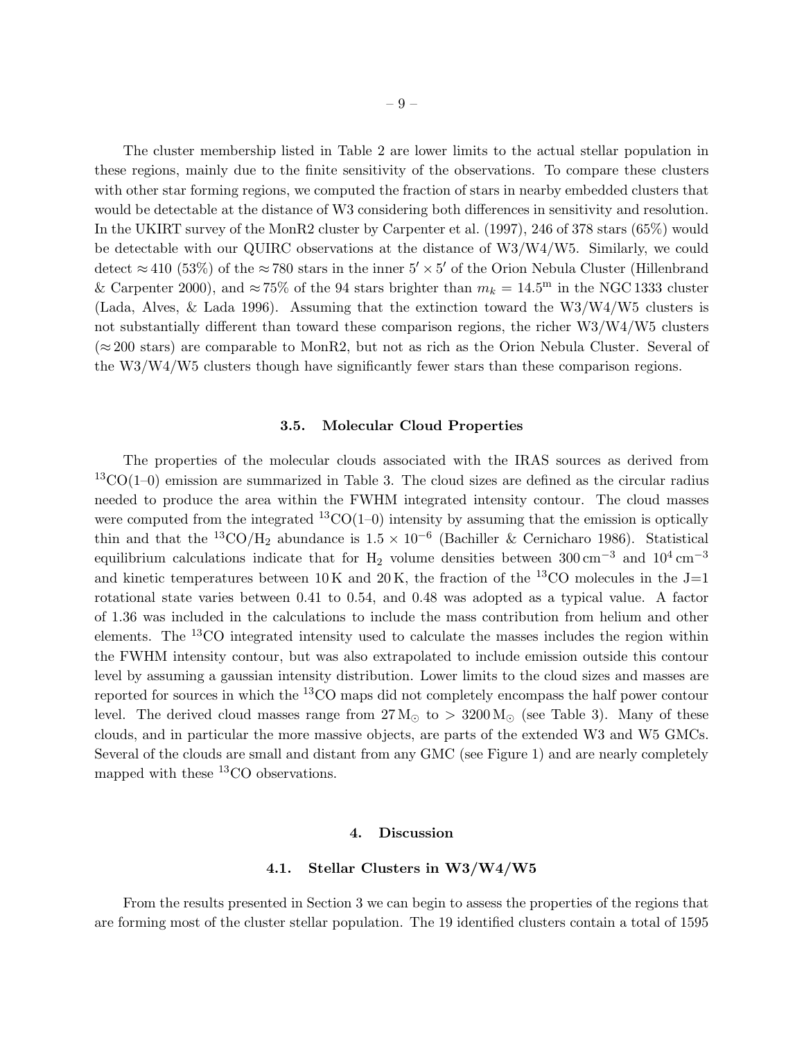The cluster membership listed in Table 2 are lower limits to the actual stellar population in these regions, mainly due to the finite sensitivity of the observations. To compare these clusters with other star forming regions, we computed the fraction of stars in nearby embedded clusters that would be detectable at the distance of W3 considering both differences in sensitivity and resolution. In the UKIRT survey of the MonR2 cluster by Carpenter et al. (1997), 246 of 378 stars (65%) would be detectable with our QUIRC observations at the distance of W3/W4/W5. Similarly, we could detect $\approx 410$ (53%) of the $\approx 780$ stars in the inner $5' \times 5'$ of the Orion Nebula Cluster (Hillenbrand & Carpenter 2000), and $\approx 75\%$ of the 94 stars brighter than $m_k = 14.5^{\rm m}$ in the NGC 1333 cluster (Lada, Alves, & Lada 1996). Assuming that the extinction toward the W3/W4/W5 clusters is not substantially different than toward these comparison regions, the richer W3/W4/W5 clusters ($\approx 200$ stars) are comparable to MonR2, but not as rich as the Orion Nebula Cluster. Several of the W3/W4/W5 clusters though have significantly fewer stars than these comparison regions.

### 3.5. Molecular Cloud Properties

The properties of the molecular clouds associated with the IRAS sources as derived from $^{13}$CO(1–0) emission are summarized in Table 3. The cloud sizes are defined as the circular radius needed to produce the area within the FWHM integrated intensity contour. The cloud masses were computed from the integrated $^{13}$CO(1–0) intensity by assuming that the emission is optically thin and that the $^{13}CO/H_2$ abundance is $1.5 \times 10^{-6}$ (Bachiller & Cernicharo 1986). Statistical equilibrium calculations indicate that for $H_2$ volume densities between $300\,{\rm cm}^{-3}$ and $10^4\,{\rm cm}^{-3}$ and kinetic temperatures between 10 K and 20 K, the fraction of the $^{13}$CO molecules in the J=1 rotational state varies between 0.41 to 0.54, and 0.48 was adopted as a typical value. A factor of 1.36 was included in the calculations to include the mass contribution from helium and other elements. The $^{13}$CO integrated intensity used to calculate the masses includes the region within the FWHM intensity contour, but was also extrapolated to include emission outside this contour level by assuming a gaussian intensity distribution. Lower limits to the cloud sizes and masses are reported for sources in which the $^{13}$CO maps did not completely encompass the half power contour level. The derived cloud masses range from $27\,{\rm M}_\odot$ to $> 3200\,{\rm M}_\odot$ (see Table 3). Many of these clouds, and in particular the more massive objects, are parts of the extended W3 and W5 GMCs. Several of the clouds are small and distant from any GMC (see Figure 1) and are nearly completely mapped with these $^{13}$CO observations.

## 4. Discussion

### 4.1. Stellar Clusters in W3/W4/W5

From the results presented in Section 3 we can begin to assess the properties of the regions that are forming most of the cluster stellar population. The 19 identified clusters contain a total of 1595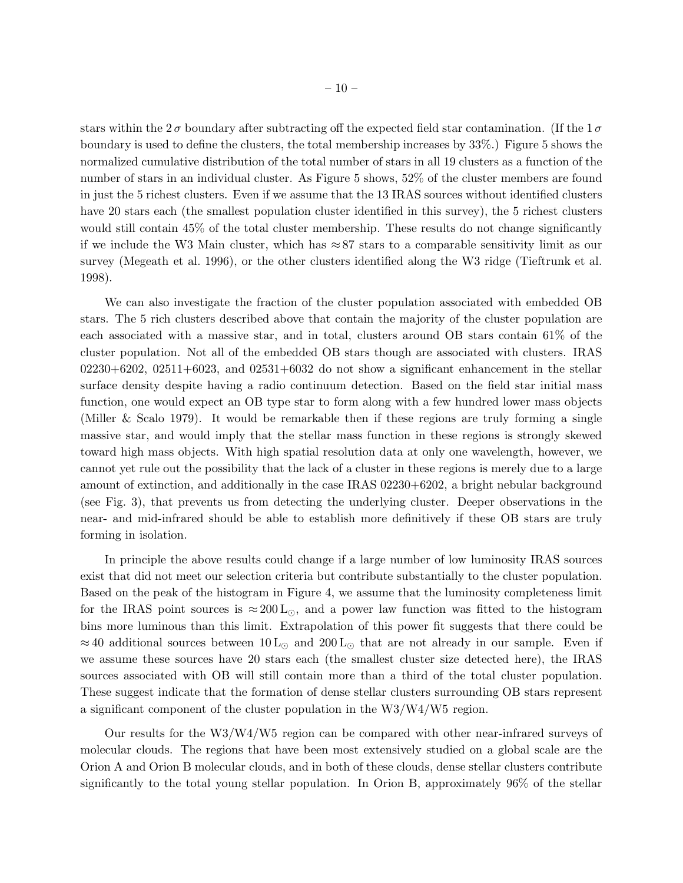stars within the $2\,\sigma$ boundary after subtracting off the expected field star contamination. (If the $1\,\sigma$ boundary is used to define the clusters, the total membership increases by 33%.) Figure 5 shows the normalized cumulative distribution of the total number of stars in all 19 clusters as a function of the number of stars in an individual cluster. As Figure 5 shows, 52% of the cluster members are found in just the 5 richest clusters. Even if we assume that the 13 IRAS sources without identified clusters have 20 stars each (the smallest population cluster identified in this survey), the 5 richest clusters would still contain 45% of the total cluster membership. These results do not change significantly if we include the W3 Main cluster, which has $\approx 87$ stars to a comparable sensitivity limit as our survey (Megeath et al. 1996), or the other clusters identified along the W3 ridge (Tieftrunk et al. 1998).

We can also investigate the fraction of the cluster population associated with embedded OB stars. The 5 rich clusters described above that contain the majority of the cluster population are each associated with a massive star, and in total, clusters around OB stars contain 61% of the cluster population. Not all of the embedded OB stars though are associated with clusters. IRAS 02230+6202, 02511+6023, and 02531+6032 do not show a significant enhancement in the stellar surface density despite having a radio continuum detection. Based on the field star initial mass function, one would expect an OB type star to form along with a few hundred lower mass objects (Miller & Scalo 1979). It would be remarkable then if these regions are truly forming a single massive star, and would imply that the stellar mass function in these regions is strongly skewed toward high mass objects. With high spatial resolution data at only one wavelength, however, we cannot yet rule out the possibility that the lack of a cluster in these regions is merely due to a large amount of extinction, and additionally in the case IRAS 02230+6202, a bright nebular background (see Fig. 3), that prevents us from detecting the underlying cluster. Deeper observations in the near- and mid-infrared should be able to establish more definitively if these OB stars are truly forming in isolation.

In principle the above results could change if a large number of low luminosity IRAS sources exist that did not meet our selection criteria but contribute substantially to the cluster population. Based on the peak of the histogram in Figure 4, we assume that the luminosity completeness limit for the IRAS point sources is $\approx 200\,L_\odot$, and a power law function was fitted to the histogram bins more luminous than this limit. Extrapolation of this power fit suggests that there could be $\approx 40$ additional sources between $10\,L_\odot$ and $200\,L_\odot$ that are not already in our sample. Even if we assume these sources have 20 stars each (the smallest cluster size detected here), the IRAS sources associated with OB will still contain more than a third of the total cluster population. These suggest indicate that the formation of dense stellar clusters surrounding OB stars represent a significant component of the cluster population in the W3/W4/W5 region.

Our results for the W3/W4/W5 region can be compared with other near-infrared surveys of molecular clouds. The regions that have been most extensively studied on a global scale are the Orion A and Orion B molecular clouds, and in both of these clouds, dense stellar clusters contribute significantly to the total young stellar population. In Orion B, approximately 96% of the stellar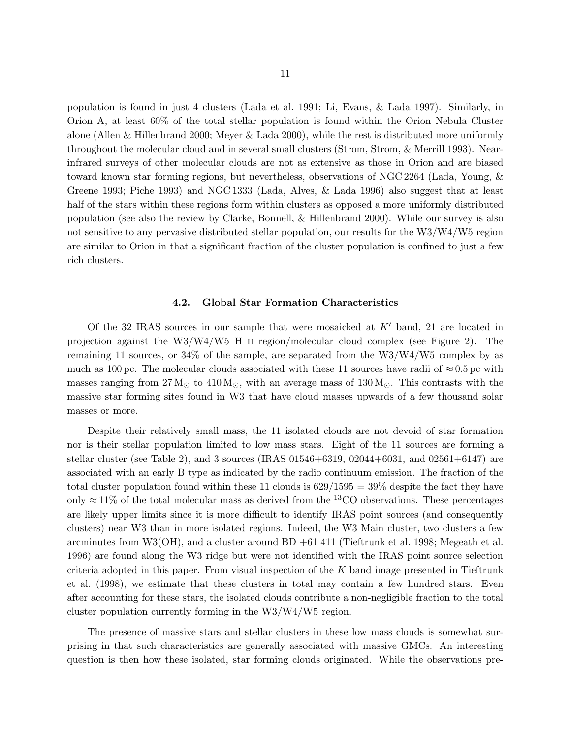population is found in just 4 clusters (Lada et al. 1991; Li, Evans, & Lada 1997). Similarly, in Orion A, at least 60% of the total stellar population is found within the Orion Nebula Cluster alone (Allen & Hillenbrand 2000; Meyer & Lada 2000), while the rest is distributed more uniformly throughout the molecular cloud and in several small clusters (Strom, Strom, & Merrill 1993). Near-infrared surveys of other molecular clouds are not as extensive as those in Orion and are biased toward known star forming regions, but nevertheless, observations of NGC 2264 (Lada, Young, & Greene 1993; Piche 1993) and NGC 1333 (Lada, Alves, & Lada 1996) also suggest that at least half of the stars within these regions form within clusters as opposed a more uniformly distributed population (see also the review by Clarke, Bonnell, & Hillenbrand 2000). While our survey is also not sensitive to any pervasive distributed stellar population, our results for the W3/W4/W5 region are similar to Orion in that a significant fraction of the cluster population is confined to just a few rich clusters.

### 4.2. Global Star Formation Characteristics

Of the 32 IRAS sources in our sample that were mosaicked at $K'$ band, 21 are located in projection against the W3/W4/W5 H II region/molecular cloud complex (see Figure 2). The remaining 11 sources, or 34% of the sample, are separated from the W3/W4/W5 complex by as much as 100 pc. The molecular clouds associated with these 11 sources have radii of $\approx 0.5$ pc with masses ranging from $27\,M_\odot$ to $410\,M_\odot$, with an average mass of $130\,M_\odot$. This contrasts with the massive star forming sites found in W3 that have cloud masses upwards of a few thousand solar masses or more.

Despite their relatively small mass, the 11 isolated clouds are not devoid of star formation nor is their stellar population limited to low mass stars. Eight of the 11 sources are forming a stellar cluster (see Table 2), and 3 sources (IRAS 01546+6319, 02044+6031, and 02561+6147) are associated with an early B type as indicated by the radio continuum emission. The fraction of the total cluster population found within these 11 clouds is $629/1595 = 39\%$ despite the fact they have only $\approx 11\%$ of the total molecular mass as derived from the $^{13}$CO observations. These percentages are likely upper limits since it is more difficult to identify IRAS point sources (and consequently clusters) near W3 than in more isolated regions. Indeed, the W3 Main cluster, two clusters a few arcminutes from W3(OH), and a cluster around BD +61 411 (Tieftrunk et al. 1998; Megeath et al. 1996) are found along the W3 ridge but were not identified with the IRAS point source selection criteria adopted in this paper. From visual inspection of the $K$ band image presented in Tieftrunk et al. (1998), we estimate that these clusters in total may contain a few hundred stars. Even after accounting for these stars, the isolated clouds contribute a non-negligible fraction to the total cluster population currently forming in the W3/W4/W5 region.

The presence of massive stars and stellar clusters in these low mass clouds is somewhat surprising in that such characteristics are generally associated with massive GMCs. An interesting question is then how these isolated, star forming clouds originated. While the observations pre-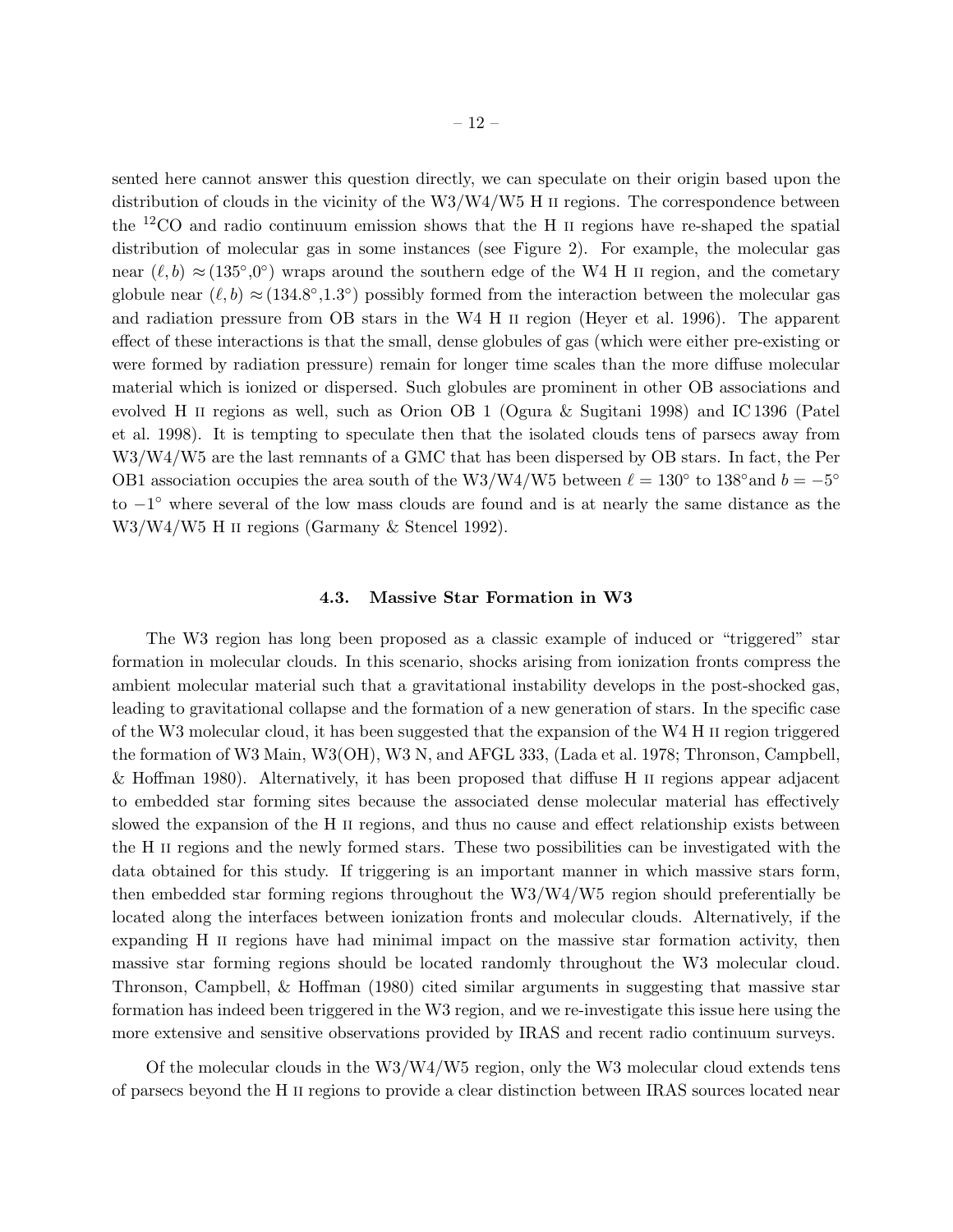sented here cannot answer this question directly, we can speculate on their origin based upon the distribution of clouds in the vicinity of the W3/W4/W5 H II regions. The correspondence between the $^{12}$CO and radio continuum emission shows that the H II regions have re-shaped the spatial distribution of molecular gas in some instances (see Figure 2). For example, the molecular gas near $(\ell, b) \approx (135^\circ, 0^\circ)$ wraps around the southern edge of the W4 H II region, and the cometary globule near $(\ell, b) \approx (134.8^\circ, 1.3^\circ)$ possibly formed from the interaction between the molecular gas and radiation pressure from OB stars in the W4 H II region (Heyer et al. 1996). The apparent effect of these interactions is that the small, dense globules of gas (which were either pre-existing or were formed by radiation pressure) remain for longer time scales than the more diffuse molecular material which is ionized or dispersed. Such globules are prominent in other OB associations and evolved H II regions as well, such as Orion OB 1 (Ogura & Sugitani 1998) and IC 1396 (Patel et al. 1998). It is tempting to speculate then that the isolated clouds tens of parsecs away from W3/W4/W5 are the last remnants of a GMC that has been dispersed by OB stars. In fact, the Per OB1 association occupies the area south of the W3/W4/W5 between $\ell = 130^\circ$ to $138^\circ$and $b = -5^\circ$ to $-1^\circ$ where several of the low mass clouds are found and is at nearly the same distance as the W3/W4/W5 H II regions (Garmany & Stencel 1992).

### 4.3. Massive Star Formation in W3

The W3 region has long been proposed as a classic example of induced or "triggered" star formation in molecular clouds. In this scenario, shocks arising from ionization fronts compress the ambient molecular material such that a gravitational instability develops in the post-shocked gas, leading to gravitational collapse and the formation of a new generation of stars. In the specific case of the W3 molecular cloud, it has been suggested that the expansion of the W4 H II region triggered the formation of W3 Main, W3(OH), W3 N, and AFGL 333, (Lada et al. 1978; Thronson, Campbell, & Hoffman 1980). Alternatively, it has been proposed that diffuse H II regions appear adjacent to embedded star forming sites because the associated dense molecular material has effectively slowed the expansion of the H II regions, and thus no cause and effect relationship exists between the H II regions and the newly formed stars. These two possibilities can be investigated with the data obtained for this study. If triggering is an important manner in which massive stars form, then embedded star forming regions throughout the W3/W4/W5 region should preferentially be located along the interfaces between ionization fronts and molecular clouds. Alternatively, if the expanding H II regions have had minimal impact on the massive star formation activity, then massive star forming regions should be located randomly throughout the W3 molecular cloud. Thronson, Campbell, & Hoffman (1980) cited similar arguments in suggesting that massive star formation has indeed been triggered in the W3 region, and we re-investigate this issue here using the more extensive and sensitive observations provided by IRAS and recent radio continuum surveys.

Of the molecular clouds in the W3/W4/W5 region, only the W3 molecular cloud extends tens of parsecs beyond the H II regions to provide a clear distinction between IRAS sources located near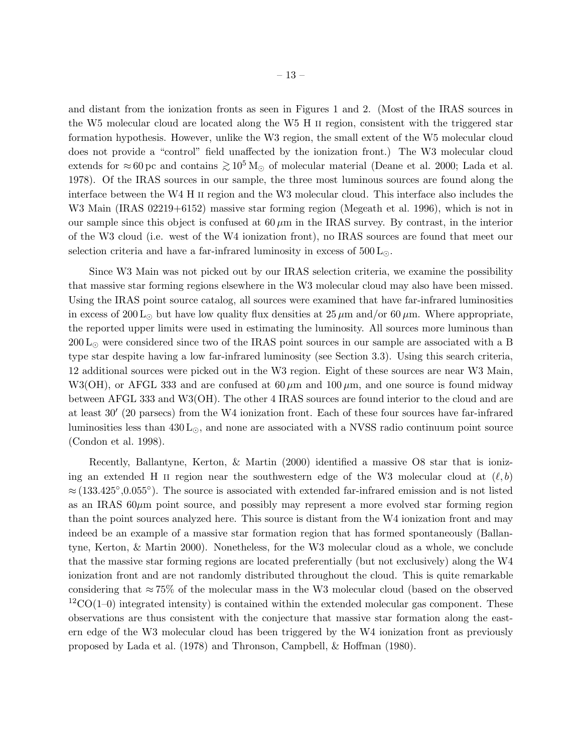and distant from the ionization fronts as seen in Figures 1 and 2. (Most of the IRAS sources in the W5 molecular cloud are located along the W5 H II region, consistent with the triggered star formation hypothesis. However, unlike the W3 region, the small extent of the W5 molecular cloud does not provide a "control" field unaffected by the ionization front.) The W3 molecular cloud extends for $\approx 60$ pc and contains $\gtrsim 10^5\,\mathrm{M}_\odot$ of molecular material (Deane et al. 2000; Lada et al. 1978). Of the IRAS sources in our sample, the three most luminous sources are found along the interface between the W4 H II region and the W3 molecular cloud. This interface also includes the W3 Main (IRAS 02219+6152) massive star forming region (Megeath et al. 1996), which is not in our sample since this object is confused at $60\,\mu$m in the IRAS survey. By contrast, in the interior of the W3 cloud (i.e. west of the W4 ionization front), no IRAS sources are found that meet our selection criteria and have a far-infrared luminosity in excess of $500\,\mathrm{L}_\odot$.

Since W3 Main was not picked out by our IRAS selection criteria, we examine the possibility that massive star forming regions elsewhere in the W3 molecular cloud may also have been missed. Using the IRAS point source catalog, all sources were examined that have far-infrared luminosities in excess of $200\,\mathrm{L}_\odot$ but have low quality flux densities at $25\,\mu$m and/or $60\,\mu$m. Where appropriate, the reported upper limits were used in estimating the luminosity. All sources more luminous than $200\,\mathrm{L}_\odot$ were considered since two of the IRAS point sources in our sample are associated with a B type star despite having a low far-infrared luminosity (see Section 3.3). Using this search criteria, 12 additional sources were picked out in the W3 region. Eight of these sources are near W3 Main, W3(OH), or AFGL 333 and are confused at $60\,\mu$m and $100\,\mu$m, and one source is found midway between AFGL 333 and W3(OH). The other 4 IRAS sources are found interior to the cloud and are at least $30'$ (20 parsecs) from the W4 ionization front. Each of these four sources have far-infrared luminosities less than $430\,\mathrm{L}_\odot$, and none are associated with a NVSS radio continuum point source (Condon et al. 1998).

Recently, Ballantyne, Kerton, & Martin (2000) identified a massive O8 star that is ionizing an extended H II region near the southwestern edge of the W3 molecular cloud at $(\ell, b) \approx (133.425^\circ, 0.055^\circ)$. The source is associated with extended far-infrared emission and is not listed as an IRAS $60\mu$m point source, and possibly may represent a more evolved star forming region than the point sources analyzed here. This source is distant from the W4 ionization front and may indeed be an example of a massive star formation region that has formed spontaneously (Ballantyne, Kerton, & Martin 2000). Nonetheless, for the W3 molecular cloud as a whole, we conclude that the massive star forming regions are located preferentially (but not exclusively) along the W4 ionization front and are not randomly distributed throughout the cloud. This is quite remarkable considering that $\approx 75\%$ of the molecular mass in the W3 molecular cloud (based on the observed $^{12}$CO(1–0) integrated intensity) is contained within the extended molecular gas component. These observations are thus consistent with the conjecture that massive star formation along the eastern edge of the W3 molecular cloud has been triggered by the W4 ionization front as previously proposed by Lada et al. (1978) and Thronson, Campbell, & Hoffman (1980).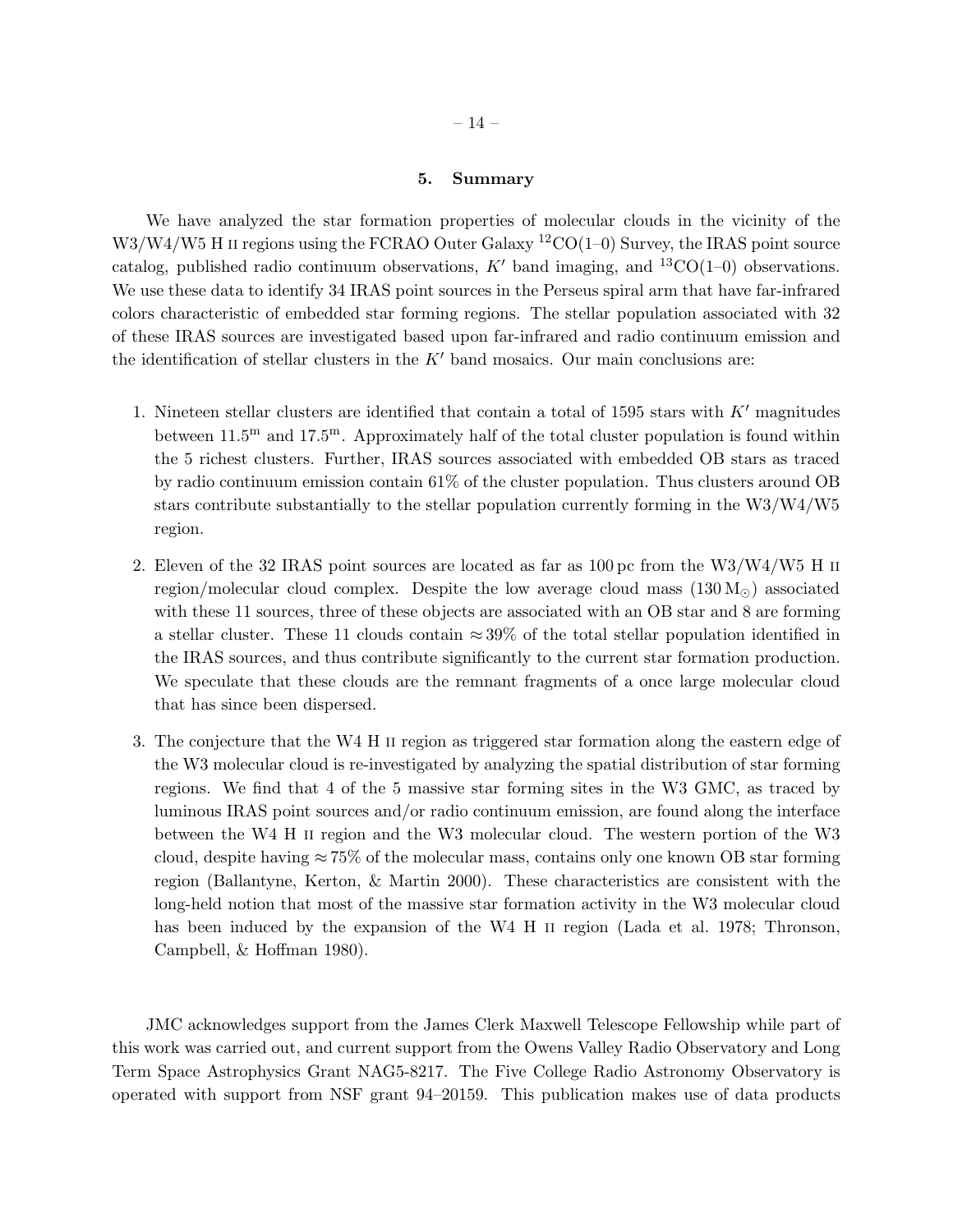## 5. Summary

We have analyzed the star formation properties of molecular clouds in the vicinity of the W3/W4/W5 H II regions using the FCRAO Outer Galaxy $^{12}$CO(1–0) Survey, the IRAS point source catalog, published radio continuum observations, $K'$ band imaging, and $^{13}$CO(1–0) observations. We use these data to identify 34 IRAS point sources in the Perseus spiral arm that have far-infrared colors characteristic of embedded star forming regions. The stellar population associated with 32 of these IRAS sources are investigated based upon far-infrared and radio continuum emission and the identification of stellar clusters in the $K'$ band mosaics. Our main conclusions are:

1. Nineteen stellar clusters are identified that contain a total of 1595 stars with $K'$ magnitudes between $11.5^{\mathrm{m}}$ and $17.5^{\mathrm{m}}$. Approximately half of the total cluster population is found within the 5 richest clusters. Further, IRAS sources associated with embedded OB stars as traced by radio continuum emission contain 61% of the cluster population. Thus clusters around OB stars contribute substantially to the stellar population currently forming in the W3/W4/W5 region.

2. Eleven of the 32 IRAS point sources are located as far as 100 pc from the W3/W4/W5 H II region/molecular cloud complex. Despite the low average cloud mass (130 $M_{\odot}$) associated with these 11 sources, three of these objects are associated with an OB star and 8 are forming a stellar cluster. These 11 clouds contain $\approx$39% of the total stellar population identified in the IRAS sources, and thus contribute significantly to the current star formation production. We speculate that these clouds are the remnant fragments of a once large molecular cloud that has since been dispersed.

3. The conjecture that the W4 H II region as triggered star formation along the eastern edge of the W3 molecular cloud is re-investigated by analyzing the spatial distribution of star forming regions. We find that 4 of the 5 massive star forming sites in the W3 GMC, as traced by luminous IRAS point sources and/or radio continuum emission, are found along the interface between the W4 H II region and the W3 molecular cloud. The western portion of the W3 cloud, despite having $\approx$75% of the molecular mass, contains only one known OB star forming region (Ballantyne, Kerton, & Martin 2000). These characteristics are consistent with the long-held notion that most of the massive star formation activity in the W3 molecular cloud has been induced by the expansion of the W4 H II region (Lada et al. 1978; Thronson, Campbell, & Hoffman 1980).

JMC acknowledges support from the James Clerk Maxwell Telescope Fellowship while part of this work was carried out, and current support from the Owens Valley Radio Observatory and Long Term Space Astrophysics Grant NAG5-8217. The Five College Radio Astronomy Observatory is operated with support from NSF grant 94–20159. This publication makes use of data products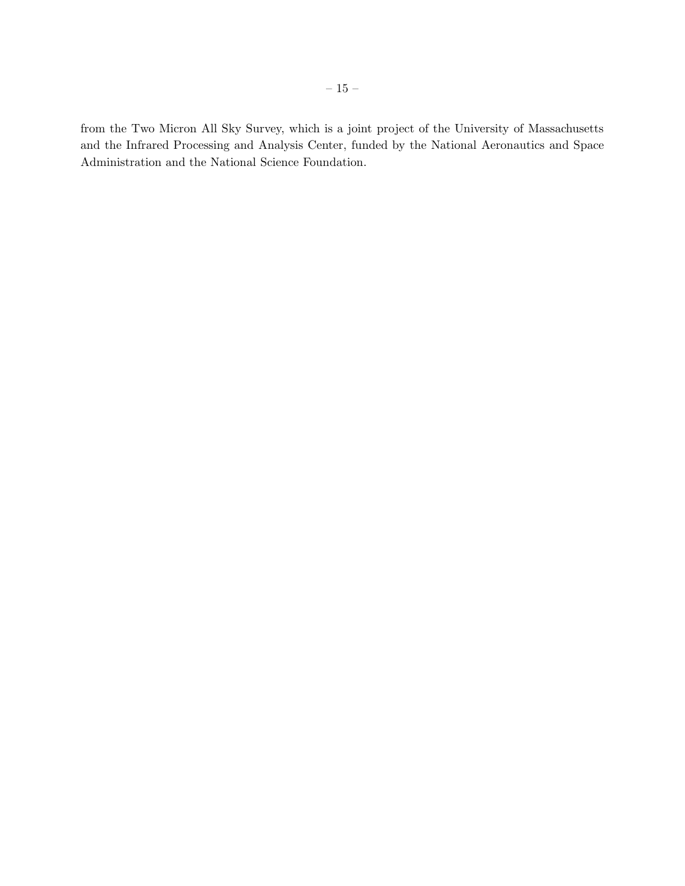from the Two Micron All Sky Survey, which is a joint project of the University of Massachusetts and the Infrared Processing and Analysis Center, funded by the National Aeronautics and Space Administration and the National Science Foundation.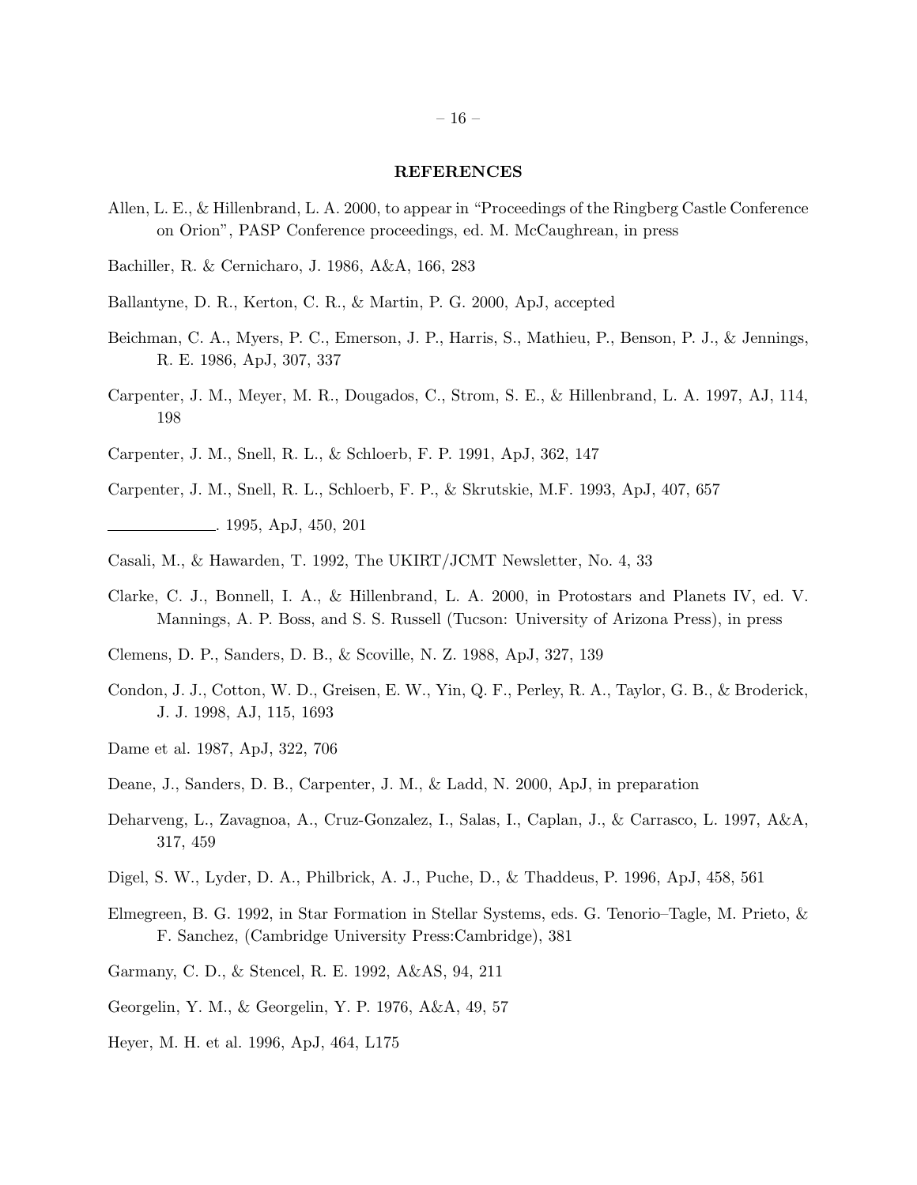## REFERENCES

Allen, L. E., & Hillenbrand, L. A. 2000, to appear in "Proceedings of the Ringberg Castle Conference on Orion", PASP Conference proceedings, ed. M. McCaughrean, in press

Bachiller, R. & Cernicharo, J. 1986, A&A, 166, 283

Ballantyne, D. R., Kerton, C. R., & Martin, P. G. 2000, ApJ, accepted

Beichman, C. A., Myers, P. C., Emerson, J. P., Harris, S., Mathieu, P., Benson, P. J., & Jennings, R. E. 1986, ApJ, 307, 337

Carpenter, J. M., Meyer, M. R., Dougados, C., Strom, S. E., & Hillenbrand, L. A. 1997, AJ, 114, 198

Carpenter, J. M., Snell, R. L., & Schloerb, F. P. 1991, ApJ, 362, 147

Carpenter, J. M., Snell, R. L., Schloerb, F. P., & Skrutskie, M.F. 1993, ApJ, 407, 657

———. 1995, ApJ, 450, 201

Casali, M., & Hawarden, T. 1992, The UKIRT/JCMT Newsletter, No. 4, 33

Clarke, C. J., Bonnell, I. A., & Hillenbrand, L. A. 2000, in Protostars and Planets IV, ed. V. Mannings, A. P. Boss, and S. S. Russell (Tucson: University of Arizona Press), in press

Clemens, D. P., Sanders, D. B., & Scoville, N. Z. 1988, ApJ, 327, 139

Condon, J. J., Cotton, W. D., Greisen, E. W., Yin, Q. F., Perley, R. A., Taylor, G. B., & Broderick, J. J. 1998, AJ, 115, 1693

Dame et al. 1987, ApJ, 322, 706

Deane, J., Sanders, D. B., Carpenter, J. M., & Ladd, N. 2000, ApJ, in preparation

Deharveng, L., Zavagnoa, A., Cruz-Gonzalez, I., Salas, I., Caplan, J., & Carrasco, L. 1997, A&A, 317, 459

Digel, S. W., Lyder, D. A., Philbrick, A. J., Puche, D., & Thaddeus, P. 1996, ApJ, 458, 561

Elmegreen, B. G. 1992, in Star Formation in Stellar Systems, eds. G. Tenorio–Tagle, M. Prieto, & F. Sanchez, (Cambridge University Press:Cambridge), 381

Garmany, C. D., & Stencel, R. E. 1992, A&AS, 94, 211

Georgelin, Y. M., & Georgelin, Y. P. 1976, A&A, 49, 57

Heyer, M. H. et al. 1996, ApJ, 464, L175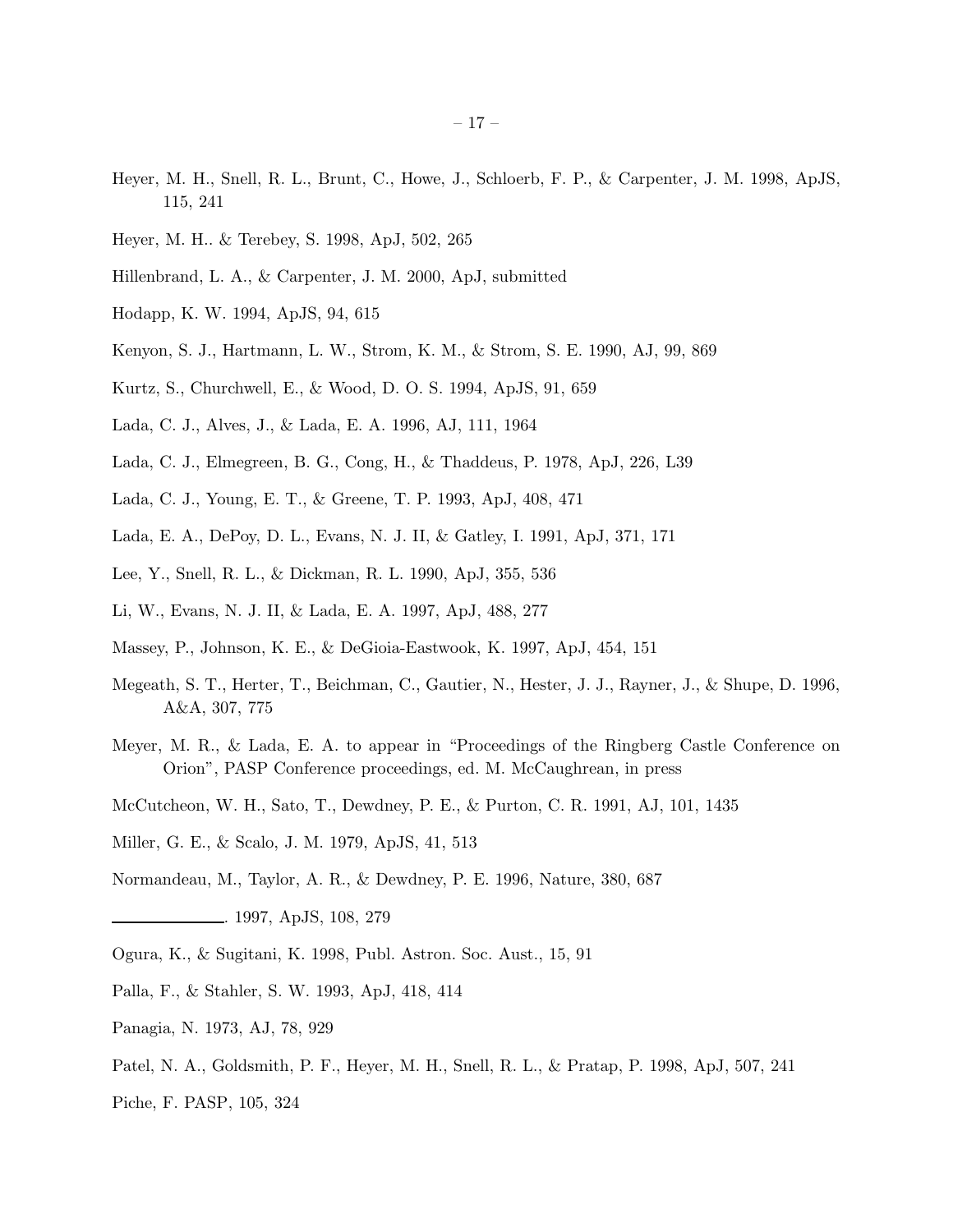Heyer, M. H., Snell, R. L., Brunt, C., Howe, J., Schloerb, F. P., & Carpenter, J. M. 1998, ApJS, 115, 241

Heyer, M. H.. & Terebey, S. 1998, ApJ, 502, 265

Hillenbrand, L. A., & Carpenter, J. M. 2000, ApJ, submitted

Hodapp, K. W. 1994, ApJS, 94, 615

Kenyon, S. J., Hartmann, L. W., Strom, K. M., & Strom, S. E. 1990, AJ, 99, 869

Kurtz, S., Churchwell, E., & Wood, D. O. S. 1994, ApJS, 91, 659

Lada, C. J., Alves, J., & Lada, E. A. 1996, AJ, 111, 1964

Lada, C. J., Elmegreen, B. G., Cong, H., & Thaddeus, P. 1978, ApJ, 226, L39

Lada, C. J., Young, E. T., & Greene, T. P. 1993, ApJ, 408, 471

Lada, E. A., DePoy, D. L., Evans, N. J. II, & Gatley, I. 1991, ApJ, 371, 171

Lee, Y., Snell, R. L., & Dickman, R. L. 1990, ApJ, 355, 536

Li, W., Evans, N. J. II, & Lada, E. A. 1997, ApJ, 488, 277

Massey, P., Johnson, K. E., & DeGioia-Eastwook, K. 1997, ApJ, 454, 151

Megeath, S. T., Herter, T., Beichman, C., Gautier, N., Hester, J. J., Rayner, J., & Shupe, D. 1996, A&A, 307, 775

Meyer, M. R., & Lada, E. A. to appear in "Proceedings of the Ringberg Castle Conference on Orion", PASP Conference proceedings, ed. M. McCaughrean, in press

McCutcheon, W. H., Sato, T., Dewdney, P. E., & Purton, C. R. 1991, AJ, 101, 1435

Miller, G. E., & Scalo, J. M. 1979, ApJS, 41, 513

Normandeau, M., Taylor, A. R., & Dewdney, P. E. 1996, Nature, 380, 687

——————. 1997, ApJS, 108, 279

Ogura, K., & Sugitani, K. 1998, Publ. Astron. Soc. Aust., 15, 91

Palla, F., & Stahler, S. W. 1993, ApJ, 418, 414

Panagia, N. 1973, AJ, 78, 929

Patel, N. A., Goldsmith, P. F., Heyer, M. H., Snell, R. L., & Pratap, P. 1998, ApJ, 507, 241

Piche, F. PASP, 105, 324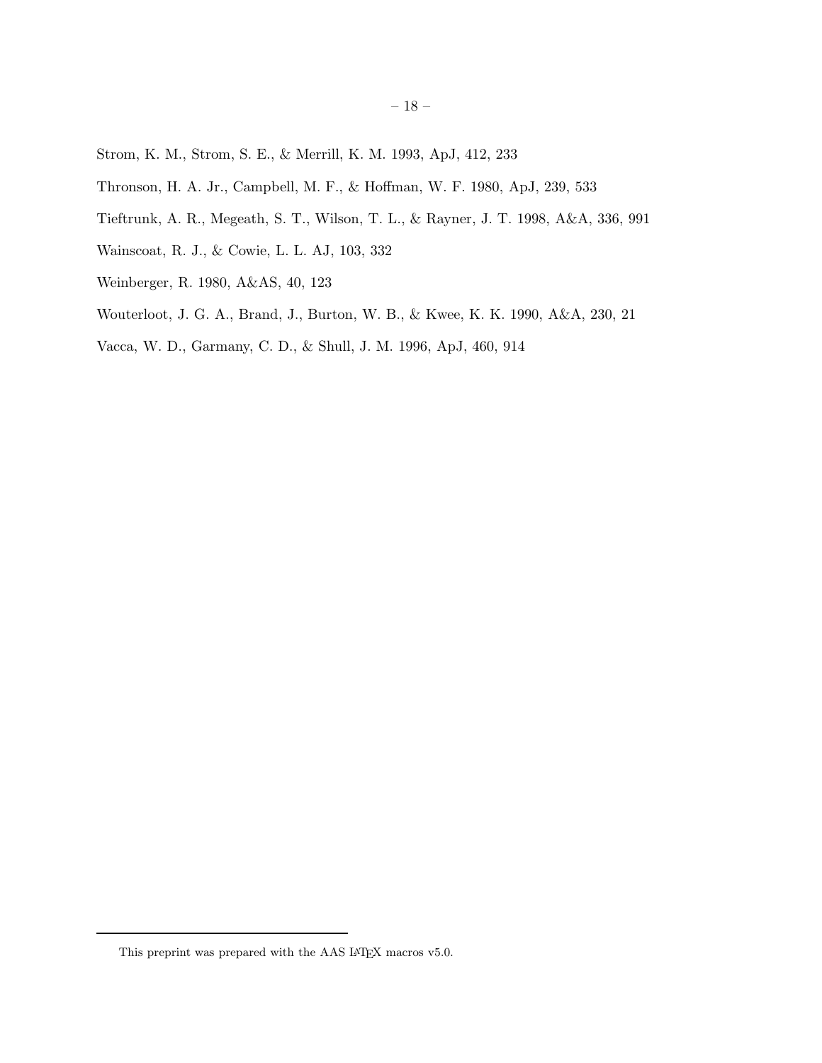Strom, K. M., Strom, S. E., & Merrill, K. M. 1993, ApJ, 412, 233

Thronson, H. A. Jr., Campbell, M. F., & Hoffman, W. F. 1980, ApJ, 239, 533

Tieftrunk, A. R., Megeath, S. T., Wilson, T. L., & Rayner, J. T. 1998, A&A, 336, 991

Wainscoat, R. J., & Cowie, L. L. AJ, 103, 332

Weinberger, R. 1980, A&AS, 40, 123

Wouterloot, J. G. A., Brand, J., Burton, W. B., & Kwee, K. K. 1990, A&A, 230, 21

Vacca, W. D., Garmany, C. D., & Shull, J. M. 1996, ApJ, 460, 914

This preprint was prepared with the AAS LaTeX macros v5.0.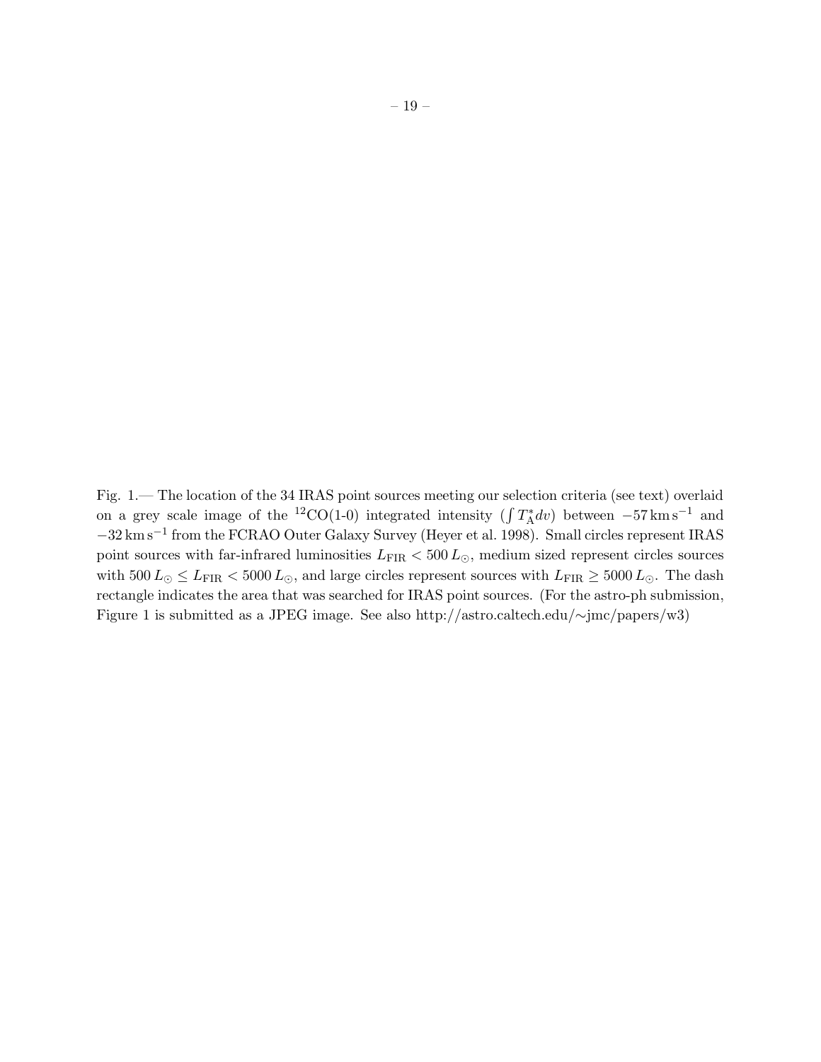Fig. 1.— The location of the 34 IRAS point sources meeting our selection criteria (see text) overlaid on a grey scale image of the $^{12}$CO(1-0) integrated intensity ($\int T_A^* dv$) between $-57\,\mathrm{km\,s^{-1}}$ and $-32\,\mathrm{km\,s^{-1}}$ from the FCRAO Outer Galaxy Survey (Heyer et al. 1998). Small circles represent IRAS point sources with far-infrared luminosities $L_{\mathrm{FIR}} < 500\,L_{\odot}$, medium sized represent circles sources with $500\,L_{\odot} \leq L_{\mathrm{FIR}} < 5000\,L_{\odot}$, and large circles represent sources with $L_{\mathrm{FIR}} \geq 5000\,L_{\odot}$. The dash rectangle indicates the area that was searched for IRAS point sources. (For the astro-ph submission, Figure 1 is submitted as a JPEG image. See also http://astro.caltech.edu/∼jmc/papers/w3)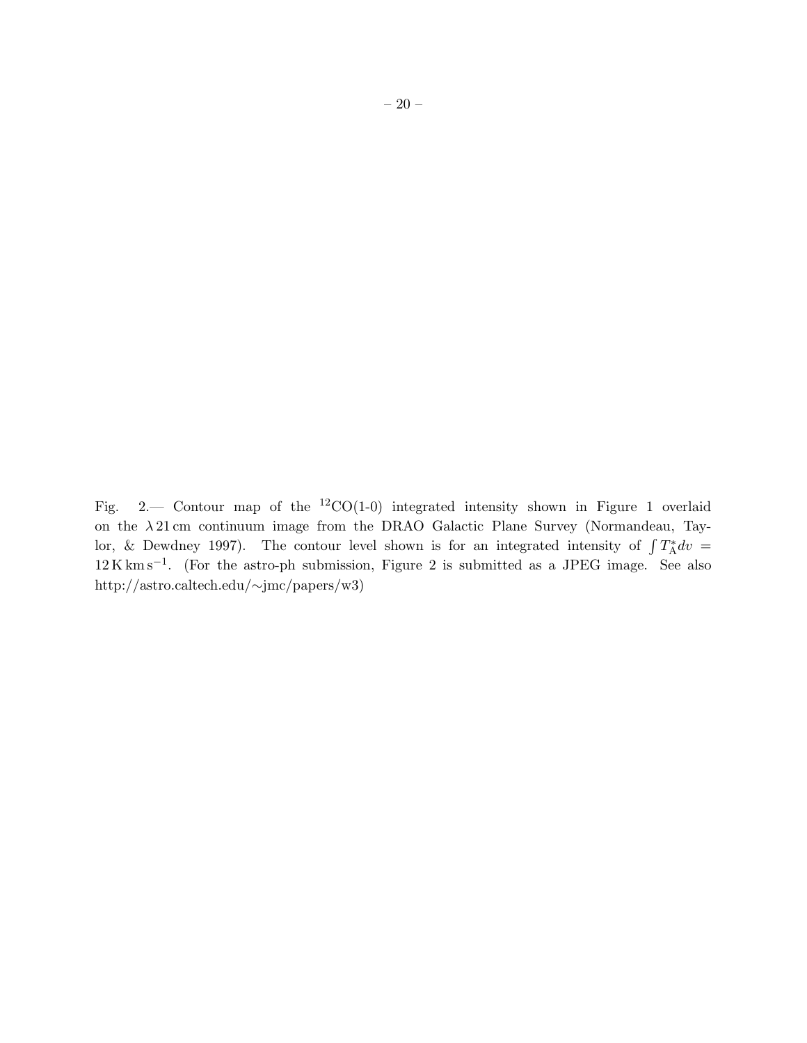Fig. 2.— Contour map of the $^{12}$CO(1-0) integrated intensity shown in Figure 1 overlaid on the $\lambda\,21\,$cm continuum image from the DRAO Galactic Plane Survey (Normandeau, Taylor, & Dewdney 1997). The contour level shown is for an integrated intensity of $\int T_{\rm A}^{*} dv = 12\,{\rm K\,km\,s^{-1}}$. (For the astro-ph submission, Figure 2 is submitted as a JPEG image. See also http://astro.caltech.edu/∼jmc/papers/w3)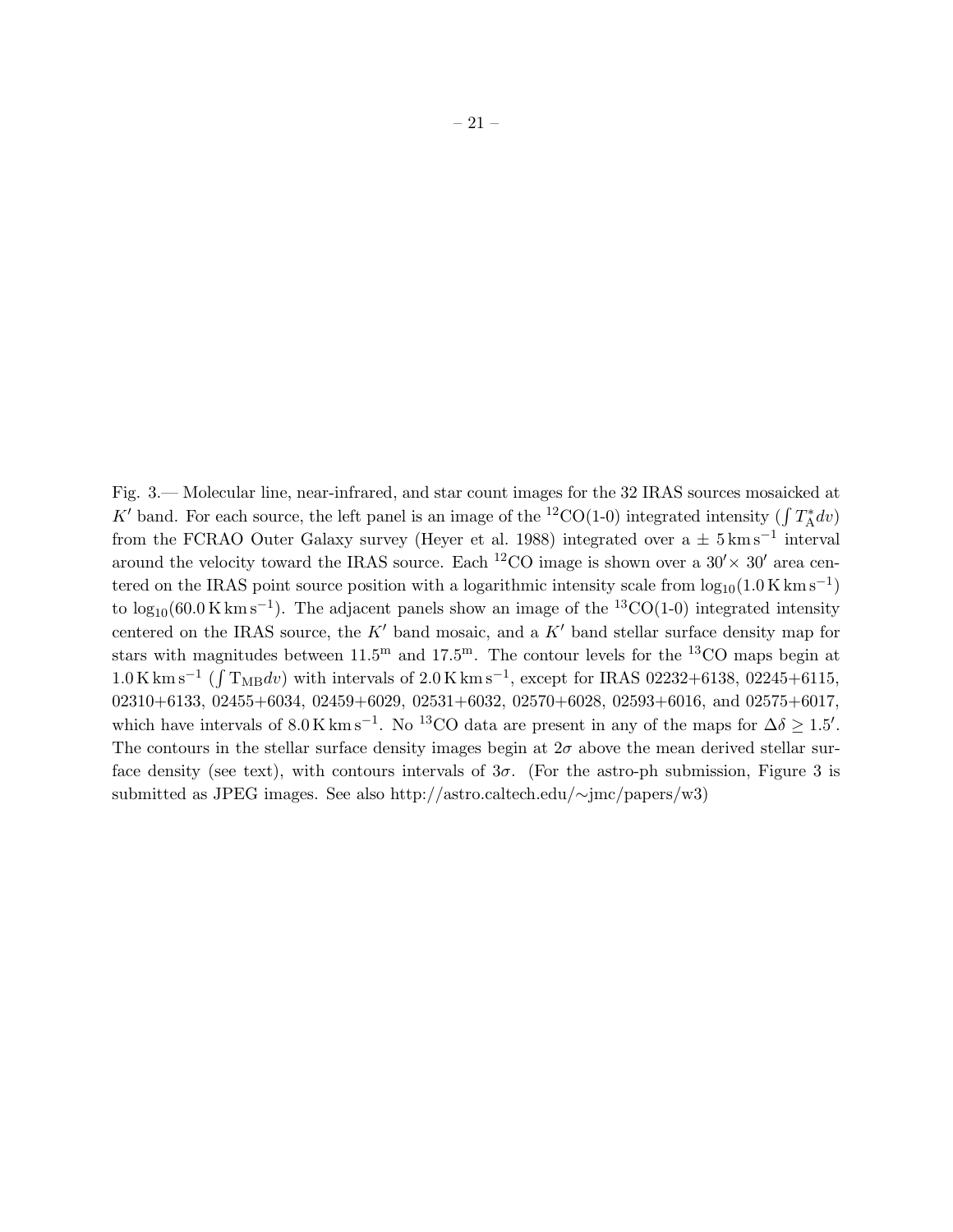Fig. 3.— Molecular line, near-infrared, and star count images for the 32 IRAS sources mosaicked at $K'$ band. For each source, the left panel is an image of the $^{12}$CO(1-0) integrated intensity ($\int T_{\rm A}^{*} dv$) from the FCRAO Outer Galaxy survey (Heyer et al. 1988) integrated over a $\pm$ 5 km s$^{-1}$ interval around the velocity toward the IRAS source. Each $^{12}$CO image is shown over a $30' \times 30'$ area centered on the IRAS point source position with a logarithmic intensity scale from $\log_{10}(1.0\,{\rm K\,km\,s^{-1}})$ to $\log_{10}(60.0\,{\rm K\,km\,s^{-1}})$. The adjacent panels show an image of the $^{13}$CO(1-0) integrated intensity centered on the IRAS source, the $K'$ band mosaic, and a $K'$ band stellar surface density map for stars with magnitudes between $11.5^{\rm m}$ and $17.5^{\rm m}$. The contour levels for the $^{13}$CO maps begin at $1.0\,{\rm K\,km\,s^{-1}}$ ($\int {\rm T_{MB}} dv$) with intervals of $2.0\,{\rm K\,km\,s^{-1}}$, except for IRAS 02232+6138, 02245+6115, 02310+6133, 02455+6034, 02459+6029, 02531+6032, 02570+6028, 02593+6016, and 02575+6017, which have intervals of $8.0\,{\rm K\,km\,s^{-1}}$. No $^{13}$CO data are present in any of the maps for $\Delta\delta \geq 1.5'$. The contours in the stellar surface density images begin at $2\sigma$ above the mean derived stellar surface density (see text), with contours intervals of $3\sigma$. (For the astro-ph submission, Figure 3 is submitted as JPEG images. See also http://astro.caltech.edu/~jmc/papers/w3)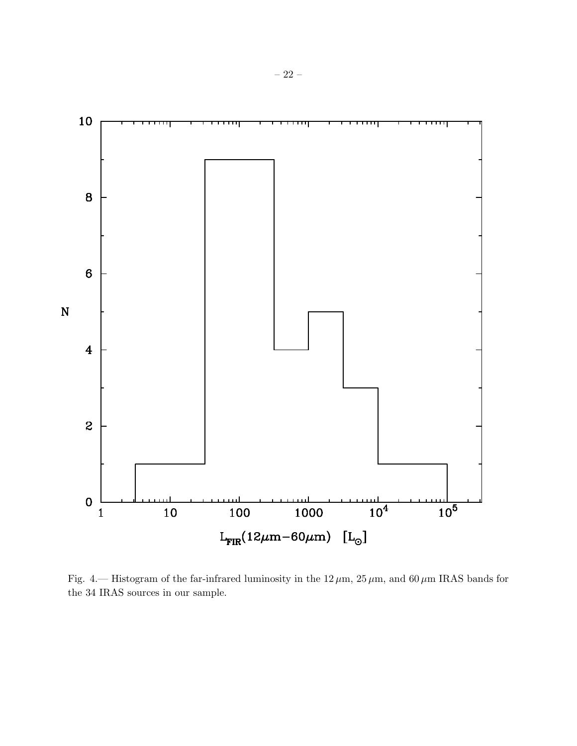Fig. 4.— Histogram of the far-infrared luminosity in the 12 $\mu$m, 25 $\mu$m, and 60 $\mu$m IRAS bands for the 34 IRAS sources in our sample.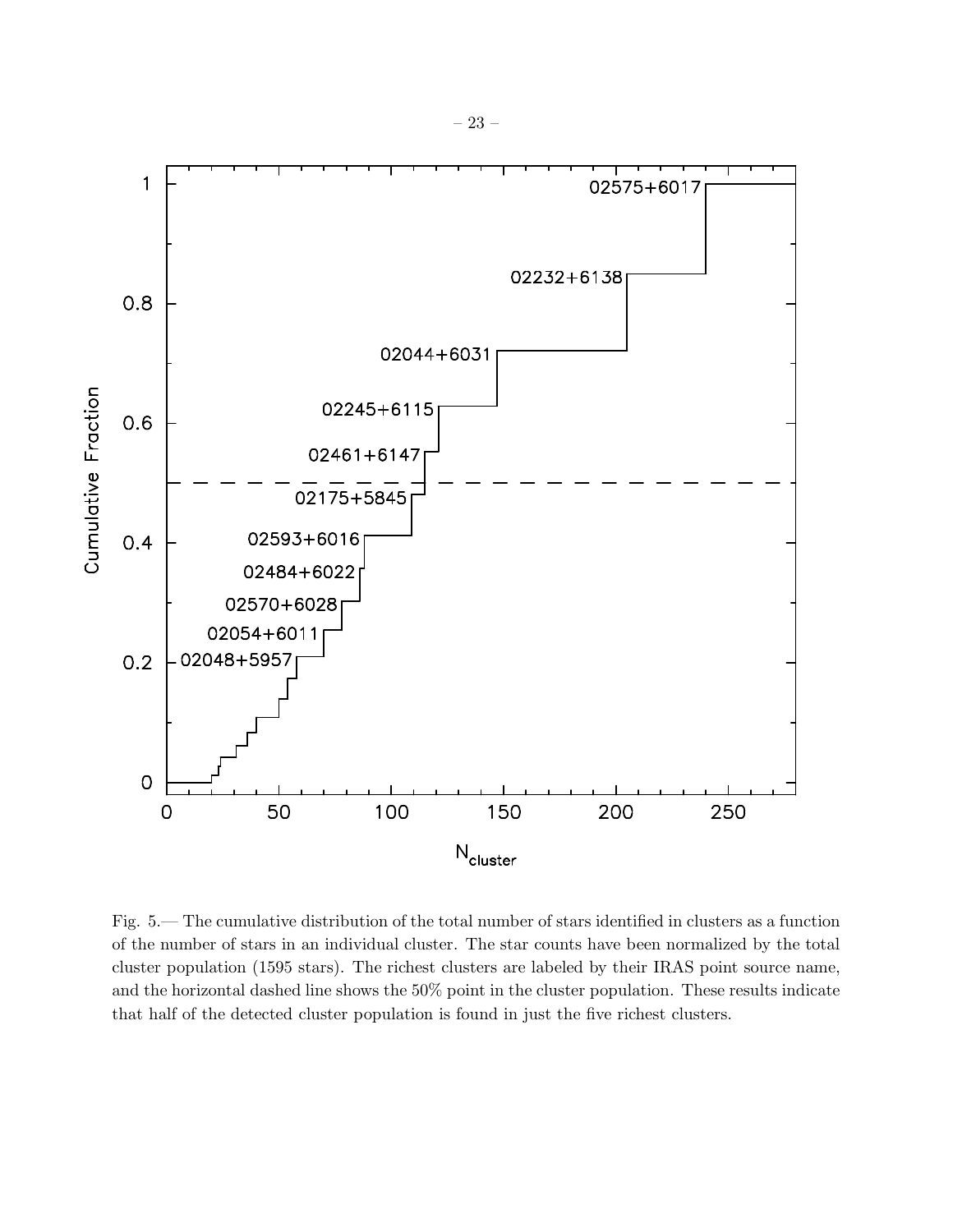Fig. 5.— The cumulative distribution of the total number of stars identified in clusters as a function of the number of stars in an individual cluster. The star counts have been normalized by the total cluster population (1595 stars). The richest clusters are labeled by their IRAS point source name, and the horizontal dashed line shows the 50% point in the cluster population. These results indicate that half of the detected cluster population is found in just the five richest clusters.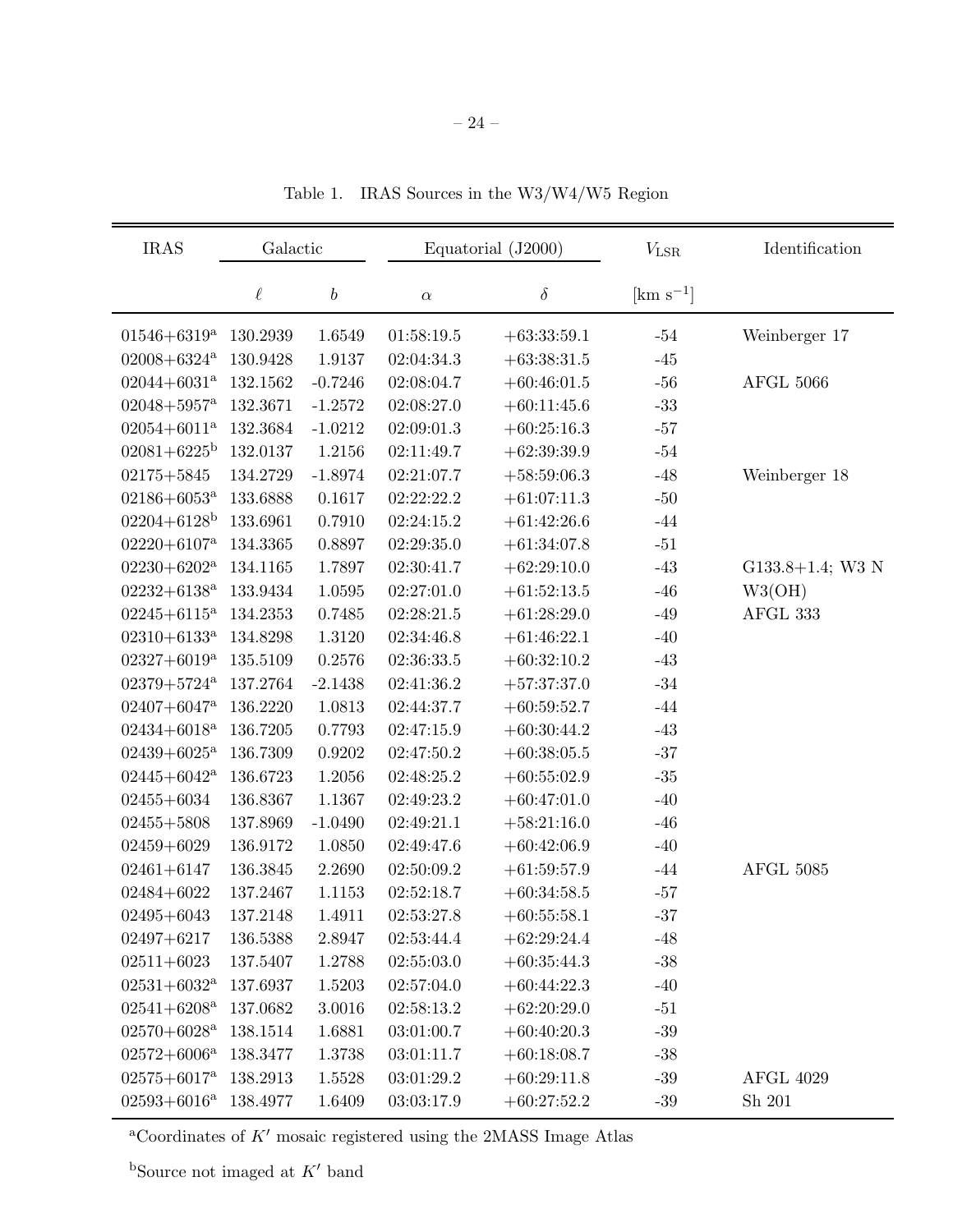Table 1. IRAS Sources in the W3/W4/W5 Region

| IRAS | Galactic | | Equatorial (J2000) | | $V_{\rm LSR}$ | Identification |
|---|---|---|---|---|---|---|
| | $\ell$ | $b$ | $\alpha$ | $\delta$ | [km s$^{-1}$] | |
| 01546+6319[a] | 130.2939 | 1.6549 | 01:58:19.5 | +63:33:59.1 | -54 | Weinberger 17 |
| 02008+6324[a] | 130.9428 | 1.9137 | 02:04:34.3 | +63:38:31.5 | -45 | |
| 02044+6031[a] | 132.1562 | -0.7246 | 02:08:04.7 | +60:46:01.5 | -56 | AFGL 5066 |
| 02048+5957[a] | 132.3671 | -1.2572 | 02:08:27.0 | +60:11:45.6 | -33 | |
| 02054+6011[a] | 132.3684 | -1.0212 | 02:09:01.3 | +60:25:16.3 | -57 | |
| 02081+6225[b] | 132.0137 | 1.2156 | 02:11:49.7 | +62:39:39.9 | -54 | |
| 02175+5845 | 134.2729 | -1.8974 | 02:21:07.7 | +58:59:06.3 | -48 | Weinberger 18 |
| 02186+6053[a] | 133.6888 | 0.1617 | 02:22:22.2 | +61:07:11.3 | -50 | |
| 02204+6128[b] | 133.6961 | 0.7910 | 02:24:15.2 | +61:42:26.6 | -44 | |
| 02220+6107[a] | 134.3365 | 0.8897 | 02:29:35.0 | +61:34:07.8 | -51 | |
| 02230+6202[a] | 134.1165 | 1.7897 | 02:30:41.7 | +62:29:10.0 | -43 | G133.8+1.4; W3 N |
| 02232+6138[a] | 133.9434 | 1.0595 | 02:27:01.0 | +61:52:13.5 | -46 | W3(OH) |
| 02245+6115[a] | 134.2353 | 0.7485 | 02:28:21.5 | +61:28:29.0 | -49 | AFGL 333 |
| 02310+6133[a] | 134.8298 | 1.3120 | 02:34:46.8 | +61:46:22.1 | -40 | |
| 02327+6019[a] | 135.5109 | 0.2576 | 02:36:33.5 | +60:32:10.2 | -43 | |
| 02379+5724[a] | 137.2764 | -2.1438 | 02:41:36.2 | +57:37:37.0 | -34 | |
| 02407+6047[a] | 136.2220 | 1.0813 | 02:44:37.7 | +60:59:52.7 | -44 | |
| 02434+6018[a] | 136.7205 | 0.7793 | 02:47:15.9 | +60:30:44.2 | -43 | |
| 02439+6025[a] | 136.7309 | 0.9202 | 02:47:50.2 | +60:38:05.5 | -37 | |
| 02445+6042[a] | 136.6723 | 1.2056 | 02:48:25.2 | +60:55:02.9 | -35 | |
| 02455+6034 | 136.8367 | 1.1367 | 02:49:23.2 | +60:47:01.0 | -40 | |
| 02455+5808 | 137.8969 | -1.0490 | 02:49:21.1 | +58:21:16.0 | -46 | |
| 02459+6029 | 136.9172 | 1.0850 | 02:49:47.6 | +60:42:06.9 | -40 | |
| 02461+6147 | 136.3845 | 2.2690 | 02:50:09.2 | +61:59:57.9 | -44 | AFGL 5085 |
| 02484+6022 | 137.2467 | 1.1153 | 02:52:18.7 | +60:34:58.5 | -57 | |
| 02495+6043 | 137.2148 | 1.4911 | 02:53:27.8 | +60:55:58.1 | -37 | |
| 02497+6217 | 136.5388 | 2.8947 | 02:53:44.4 | +62:29:24.4 | -48 | |
| 02511+6023 | 137.5407 | 1.2788 | 02:55:03.0 | +60:35:44.3 | -38 | |
| 02531+6032[a] | 137.6937 | 1.5203 | 02:57:04.0 | +60:44:22.3 | -40 | |
| 02541+6208[a] | 137.0682 | 3.0016 | 02:58:13.2 | +62:20:29.0 | -51 | |
| 02570+6028[a] | 138.1514 | 1.6881 | 03:01:00.7 | +60:40:20.3 | -39 | |
| 02572+6006[a] | 138.3477 | 1.3738 | 03:01:11.7 | +60:18:08.7 | -38 | |
| 02575+6017[a] | 138.2913 | 1.5528 | 03:01:29.2 | +60:29:11.8 | -39 | AFGL 4029 |
| 02593+6016[a] | 138.4977 | 1.6409 | 03:03:17.9 | +60:27:52.2 | -39 | Sh 201 |

[a]Coordinates of $K'$ mosaic registered using the 2MASS Image Atlas

[b]Source not imaged at $K'$ band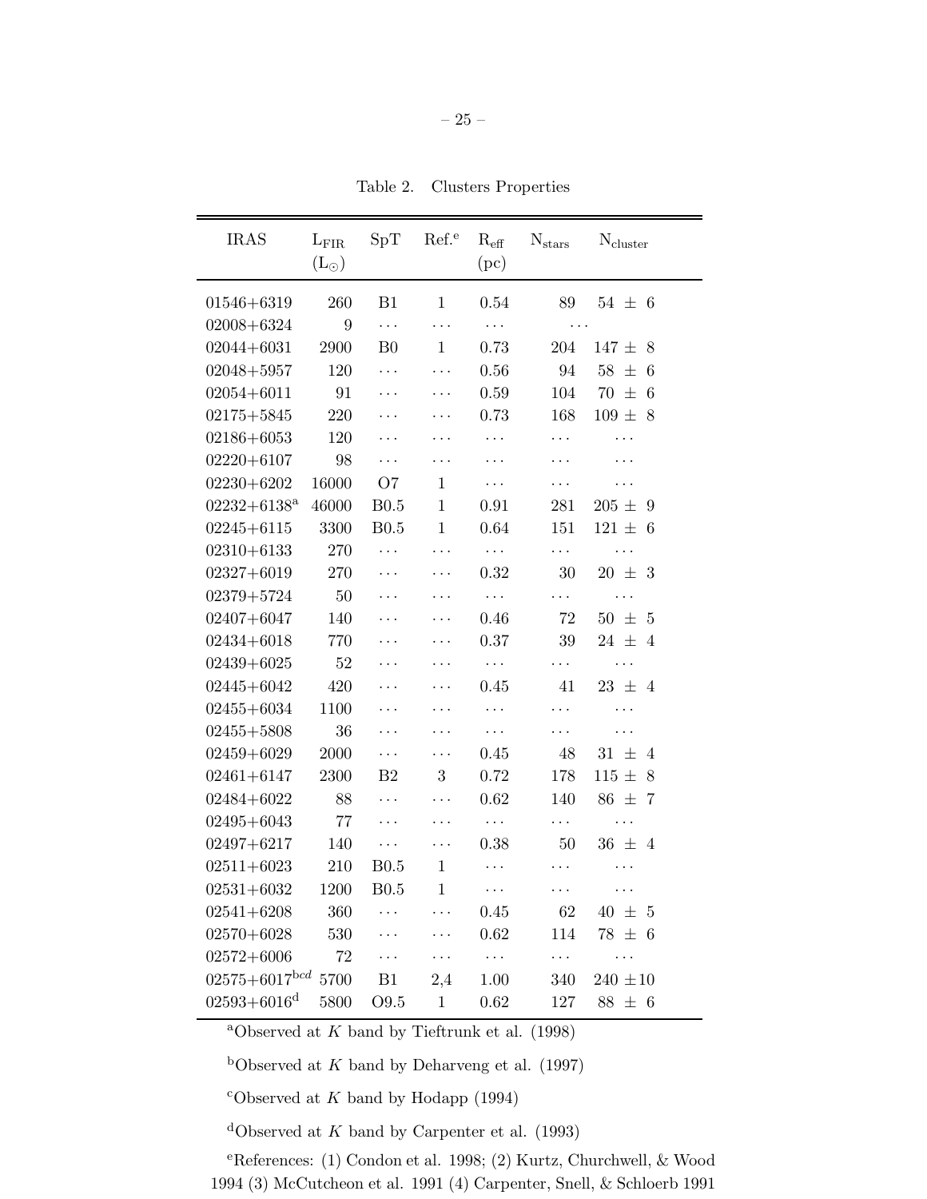Table 2. Clusters Properties

| IRAS | $L_{FIR}$ ($L_{\odot}$) | SpT | Ref.[e] | $R_{eff}$ (pc) | $N_{stars}$ | $N_{cluster}$ |
|---|---|---|---|---|---|---|
| 01546+6319 | 260 | B1 | 1 | 0.54 | 89 | 54 ± 6 |
| 02008+6324 | 9 | ⋯ | ⋯ | ⋯ | ⋯ | |
| 02044+6031 | 2900 | B0 | 1 | 0.73 | 204 | 147 ± 8 |
| 02048+5957 | 120 | ⋯ | ⋯ | 0.56 | 94 | 58 ± 6 |
| 02054+6011 | 91 | ⋯ | ⋯ | 0.59 | 104 | 70 ± 6 |
| 02175+5845 | 220 | ⋯ | ⋯ | 0.73 | 168 | 109 ± 8 |
| 02186+6053 | 120 | ⋯ | ⋯ | ⋯ | ⋯ | ⋯ |
| 02220+6107 | 98 | ⋯ | ⋯ | ⋯ | ⋯ | ⋯ |
| 02230+6202 | 16000 | O7 | 1 | ⋯ | ⋯ | ⋯ |
| 02232+6138[a] | 46000 | B0.5 | 1 | 0.91 | 281 | 205 ± 9 |
| 02245+6115 | 3300 | B0.5 | 1 | 0.64 | 151 | 121 ± 6 |
| 02310+6133 | 270 | ⋯ | ⋯ | ⋯ | ⋯ | ⋯ |
| 02327+6019 | 270 | ⋯ | ⋯ | 0.32 | 30 | 20 ± 3 |
| 02379+5724 | 50 | ⋯ | ⋯ | ⋯ | ⋯ | ⋯ |
| 02407+6047 | 140 | ⋯ | ⋯ | 0.46 | 72 | 50 ± 5 |
| 02434+6018 | 770 | ⋯ | ⋯ | 0.37 | 39 | 24 ± 4 |
| 02439+6025 | 52 | ⋯ | ⋯ | ⋯ | ⋯ | ⋯ |
| 02445+6042 | 420 | ⋯ | ⋯ | 0.45 | 41 | 23 ± 4 |
| 02455+6034 | 1100 | ⋯ | ⋯ | ⋯ | ⋯ | ⋯ |
| 02455+5808 | 36 | ⋯ | ⋯ | ⋯ | ⋯ | ⋯ |
| 02459+6029 | 2000 | ⋯ | ⋯ | 0.45 | 48 | 31 ± 4 |
| 02461+6147 | 2300 | B2 | 3 | 0.72 | 178 | 115 ± 8 |
| 02484+6022 | 88 | ⋯ | ⋯ | 0.62 | 140 | 86 ± 7 |
| 02495+6043 | 77 | ⋯ | ⋯ | ⋯ | ⋯ | ⋯ |
| 02497+6217 | 140 | ⋯ | ⋯ | 0.38 | 50 | 36 ± 4 |
| 02511+6023 | 210 | B0.5 | 1 | ⋯ | ⋯ | ⋯ |
| 02531+6032 | 1200 | B0.5 | 1 | ⋯ | ⋯ | ⋯ |
| 02541+6208 | 360 | ⋯ | ⋯ | 0.45 | 62 | 40 ± 5 |
| 02570+6028 | 530 | ⋯ | ⋯ | 0.62 | 114 | 78 ± 6 |
| 02572+6006 | 72 | ⋯ | ⋯ | ⋯ | ⋯ | ⋯ |
| 02575+6017[bcd] | 5700 | B1 | 2,4 | 1.00 | 340 | 240 ±10 |
| 02593+6016[d] | 5800 | O9.5 | 1 | 0.62 | 127 | 88 ± 6 |

[a]Observed at *K* band by Tieftrunk et al. (1998)

[b]Observed at *K* band by Deharveng et al. (1997)

[c]Observed at *K* band by Hodapp (1994)

[d]Observed at *K* band by Carpenter et al. (1993)

[e]References: (1) Condon et al. 1998; (2) Kurtz, Churchwell, & Wood 1994 (3) McCutcheon et al. 1991 (4) Carpenter, Snell, & Schloerb 1991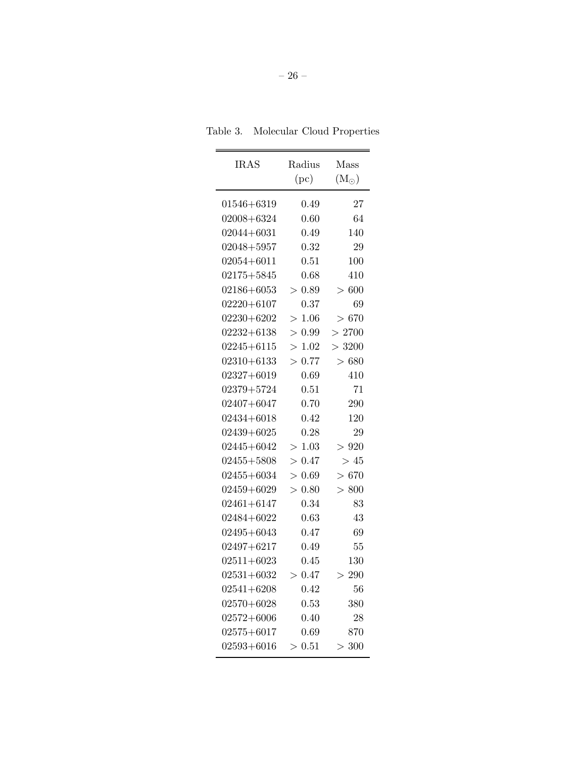Table 3. Molecular Cloud Properties

| IRAS | Radius (pc) | Mass ($M_\odot$) |
|---|---|---|
| 01546+6319 | 0.49 | 27 |
| 02008+6324 | 0.60 | 64 |
| 02044+6031 | 0.49 | 140 |
| 02048+5957 | 0.32 | 29 |
| 02054+6011 | 0.51 | 100 |
| 02175+5845 | 0.68 | 410 |
| 02186+6053 | $> 0.89$ | $> 600$ |
| 02220+6107 | 0.37 | 69 |
| 02230+6202 | $> 1.06$ | $> 670$ |
| 02232+6138 | $> 0.99$ | $> 2700$ |
| 02245+6115 | $> 1.02$ | $> 3200$ |
| 02310+6133 | $> 0.77$ | $> 680$ |
| 02327+6019 | 0.69 | 410 |
| 02379+5724 | 0.51 | 71 |
| 02407+6047 | 0.70 | 290 |
| 02434+6018 | 0.42 | 120 |
| 02439+6025 | 0.28 | 29 |
| 02445+6042 | $> 1.03$ | $> 920$ |
| 02455+5808 | $> 0.47$ | $> 45$ |
| 02455+6034 | $> 0.69$ | $> 670$ |
| 02459+6029 | $> 0.80$ | $> 800$ |
| 02461+6147 | 0.34 | 83 |
| 02484+6022 | 0.63 | 43 |
| 02495+6043 | 0.47 | 69 |
| 02497+6217 | 0.49 | 55 |
| 02511+6023 | 0.45 | 130 |
| 02531+6032 | $> 0.47$ | $> 290$ |
| 02541+6208 | 0.42 | 56 |
| 02570+6028 | 0.53 | 380 |
| 02572+6006 | 0.40 | 28 |
| 02575+6017 | 0.69 | 870 |
| 02593+6016 | $> 0.51$ | $> 300$ |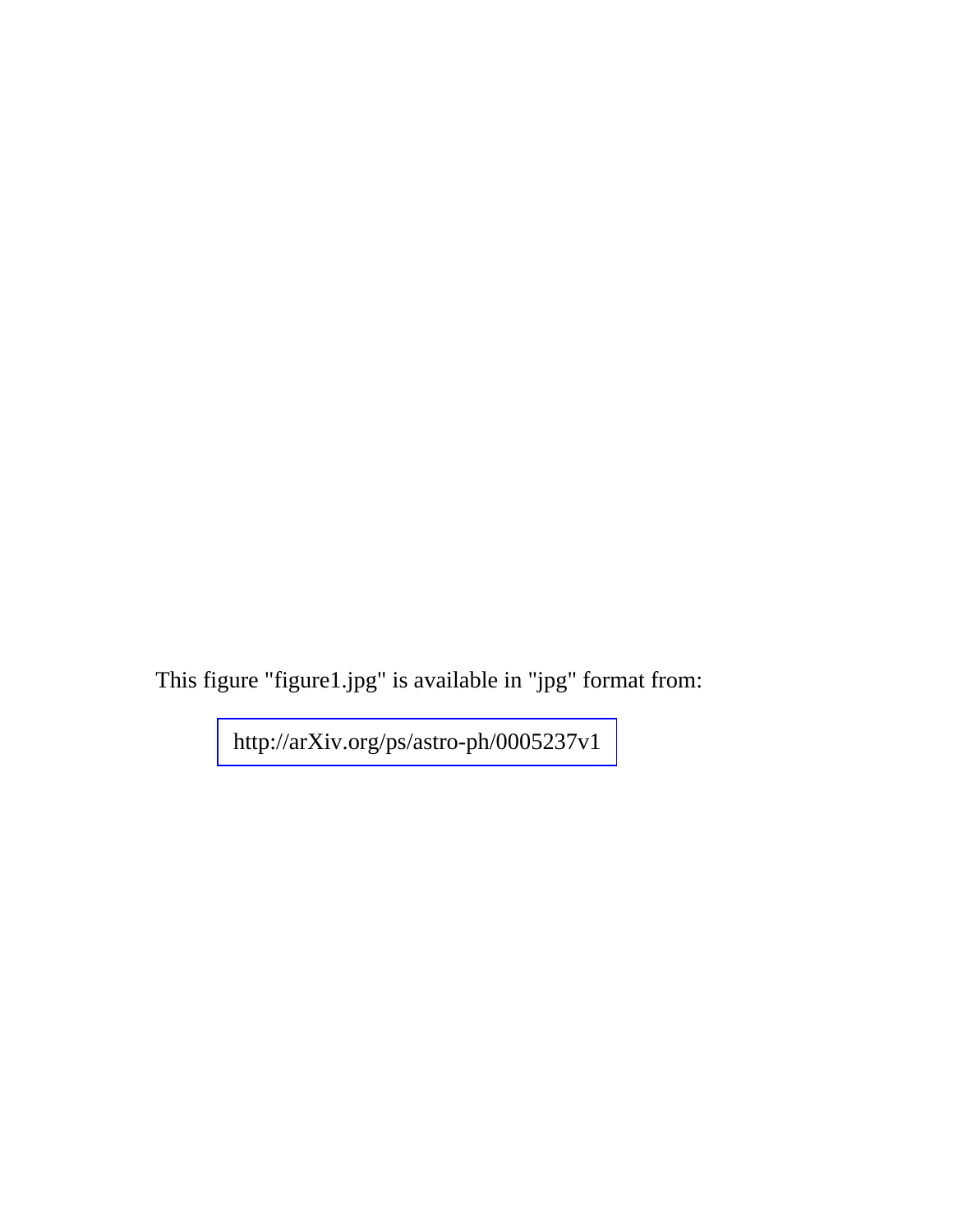This figure "figure1.jpg" is available in "jpg" format from:

http://arXiv.org/ps/astro-ph/0005237v1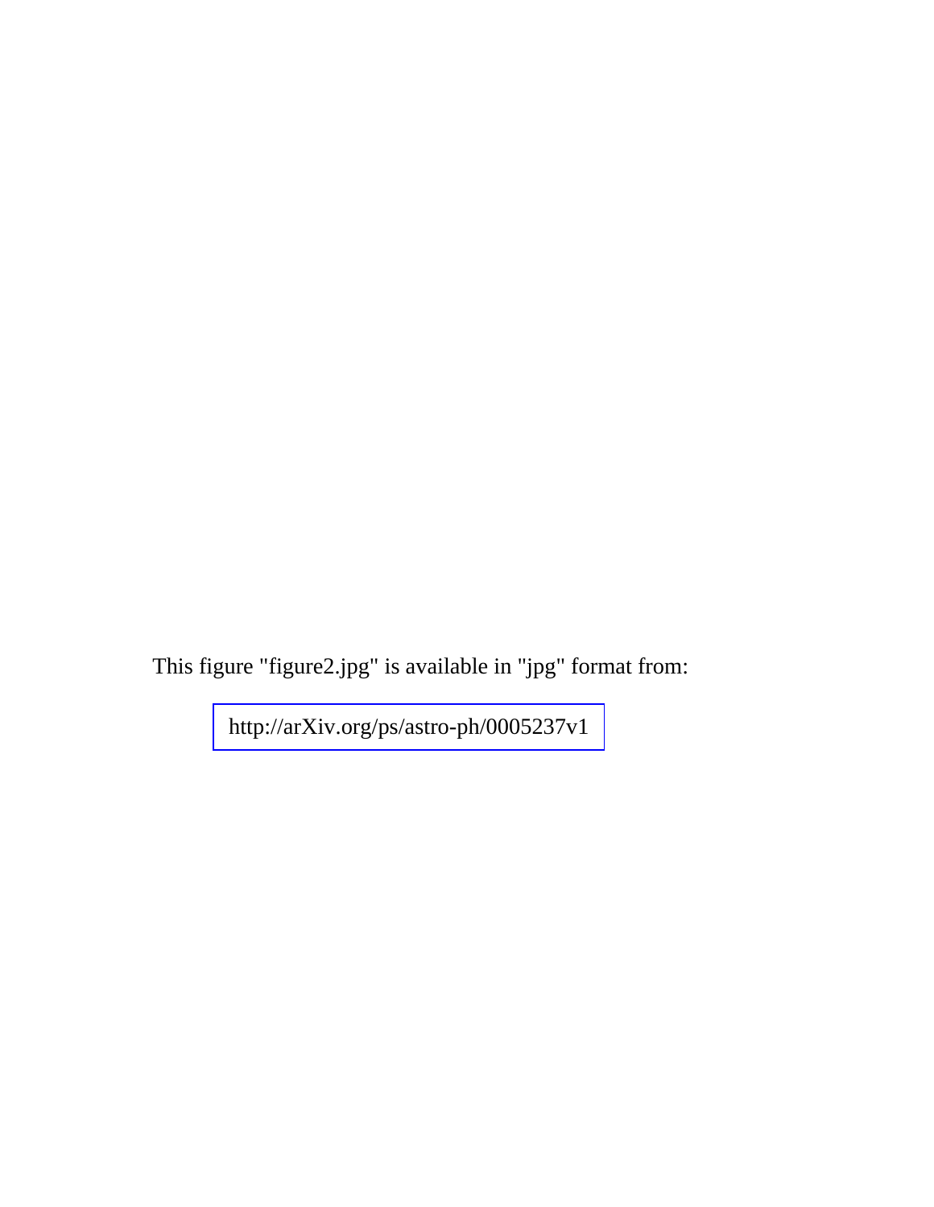This figure "figure2.jpg" is available in "jpg" format from:

http://arXiv.org/ps/astro-ph/0005237v1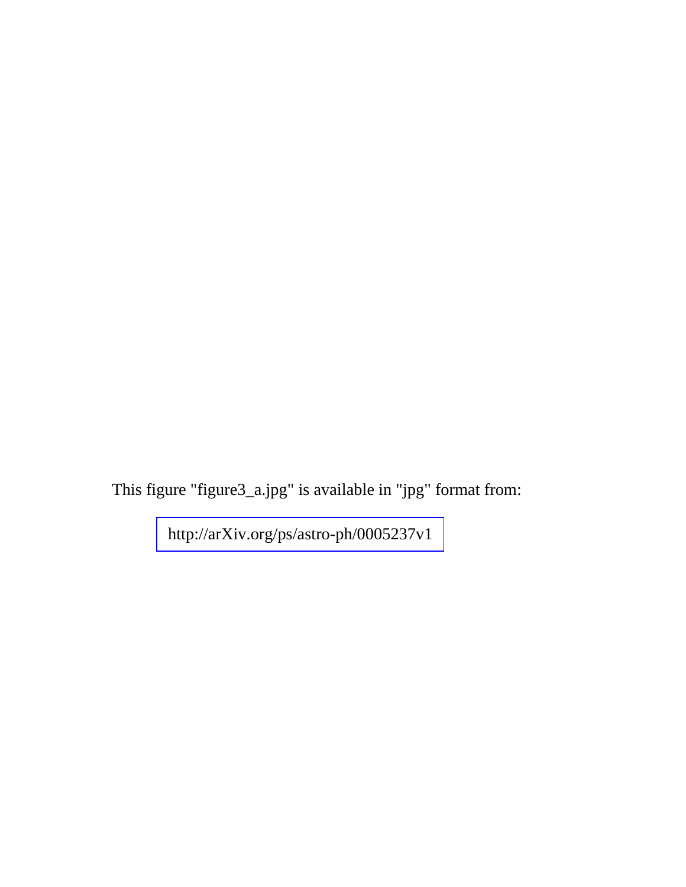This figure "figure3_a.jpg" is available in "jpg" format from:

http://arXiv.org/ps/astro-ph/0005237v1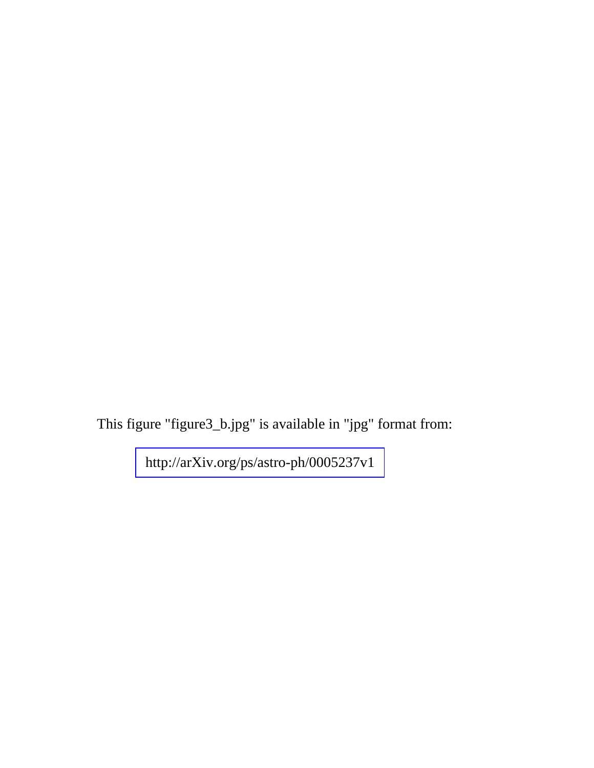This figure "figure3_b.jpg" is available in "jpg" format from:

http://arXiv.org/ps/astro-ph/0005237v1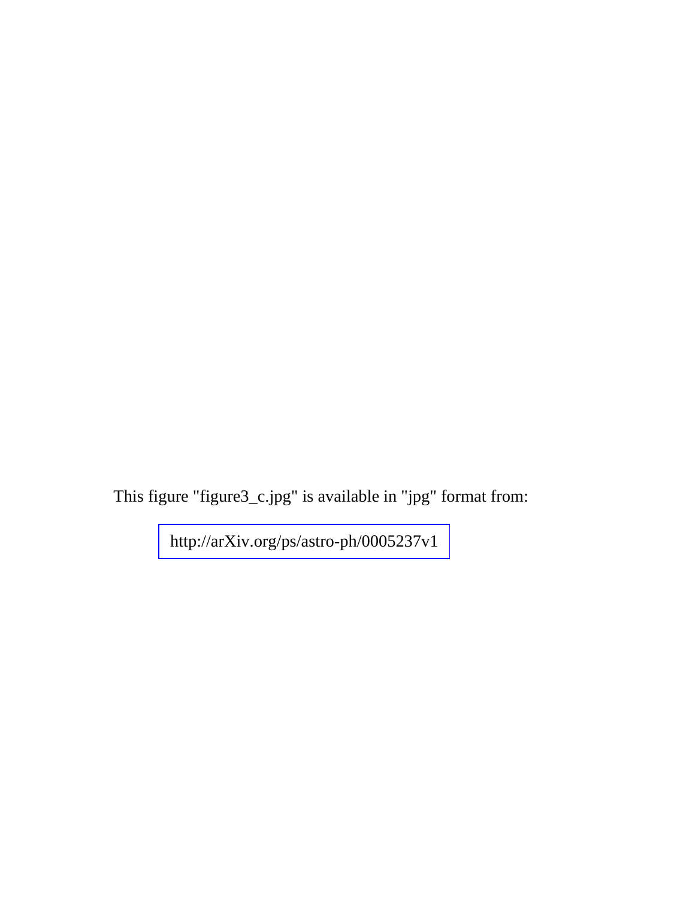This figure "figure3_c.jpg" is available in "jpg" format from:

http://arXiv.org/ps/astro-ph/0005237v1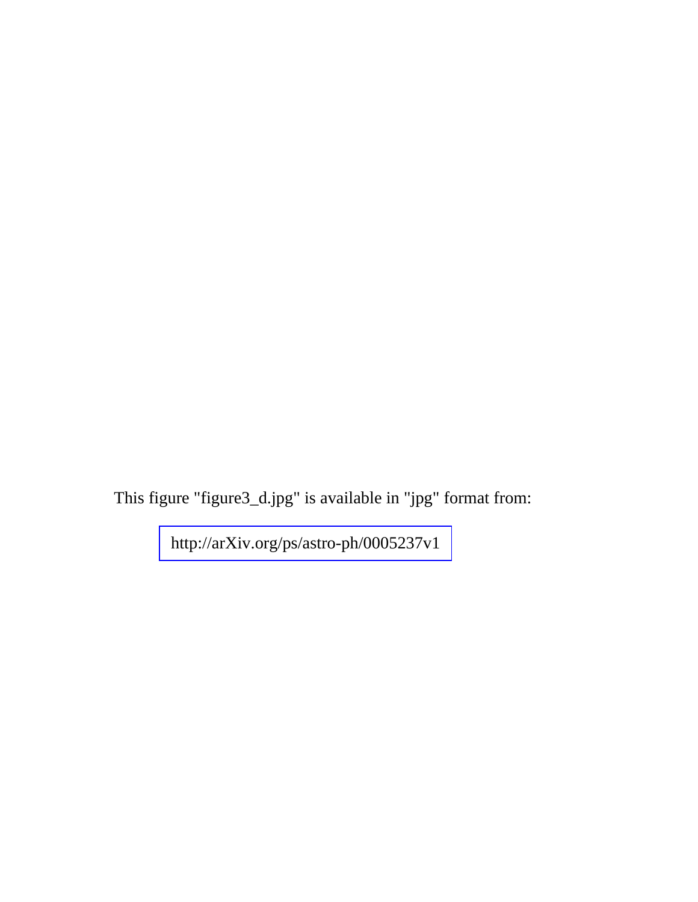This figure "figure3_d.jpg" is available in "jpg" format from:

http://arXiv.org/ps/astro-ph/0005237v1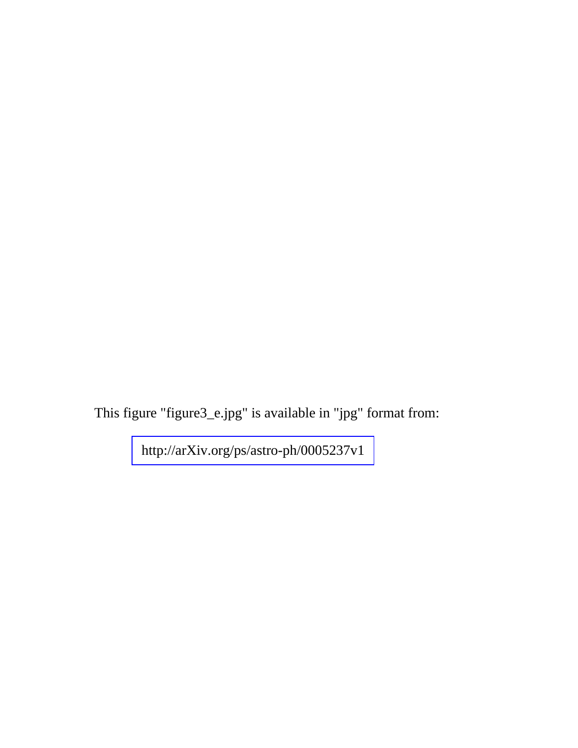This figure "figure3_e.jpg" is available in "jpg" format from:

http://arXiv.org/ps/astro-ph/0005237v1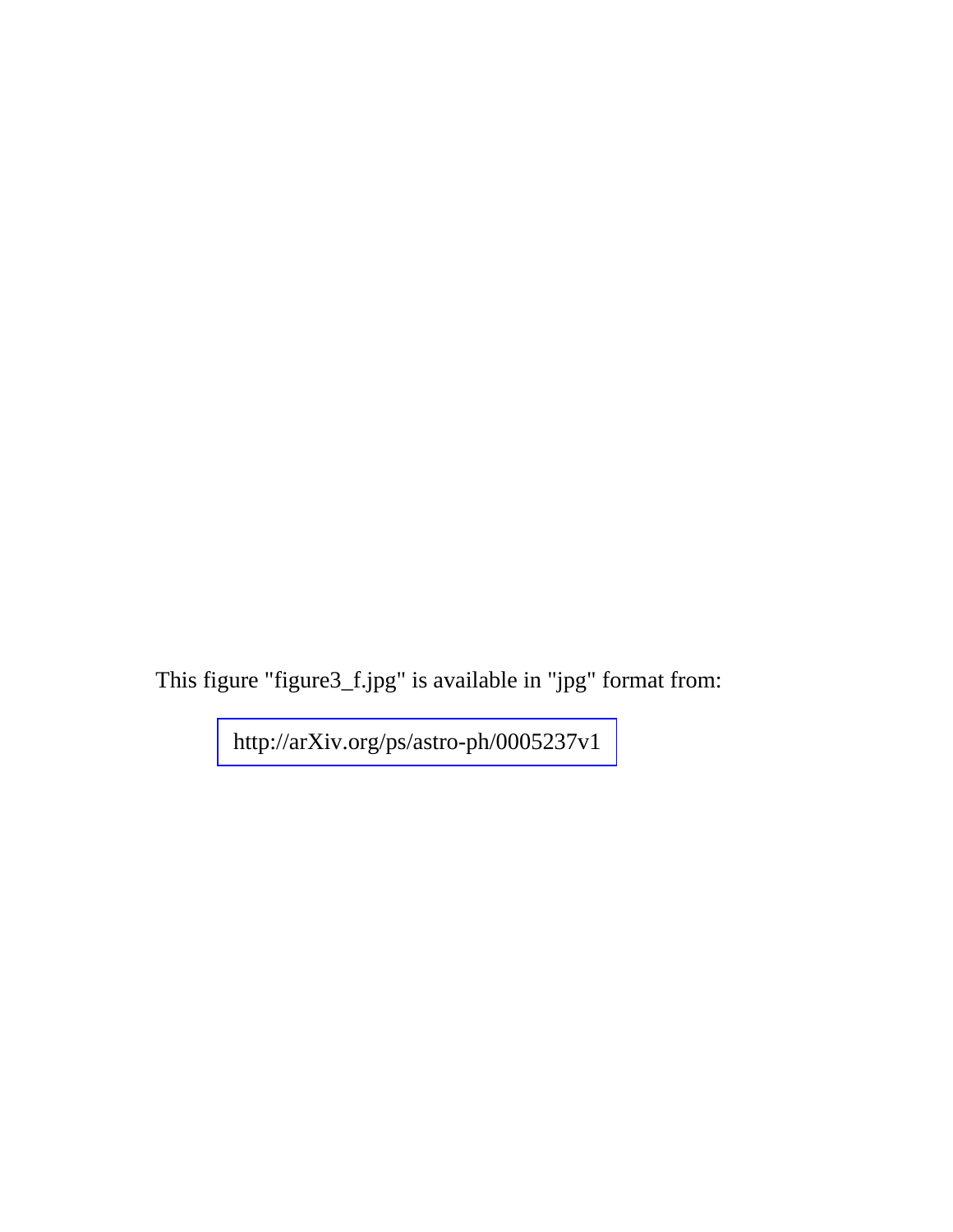This figure "figure3_f.jpg" is available in "jpg" format from:

http://arXiv.org/ps/astro-ph/0005237v1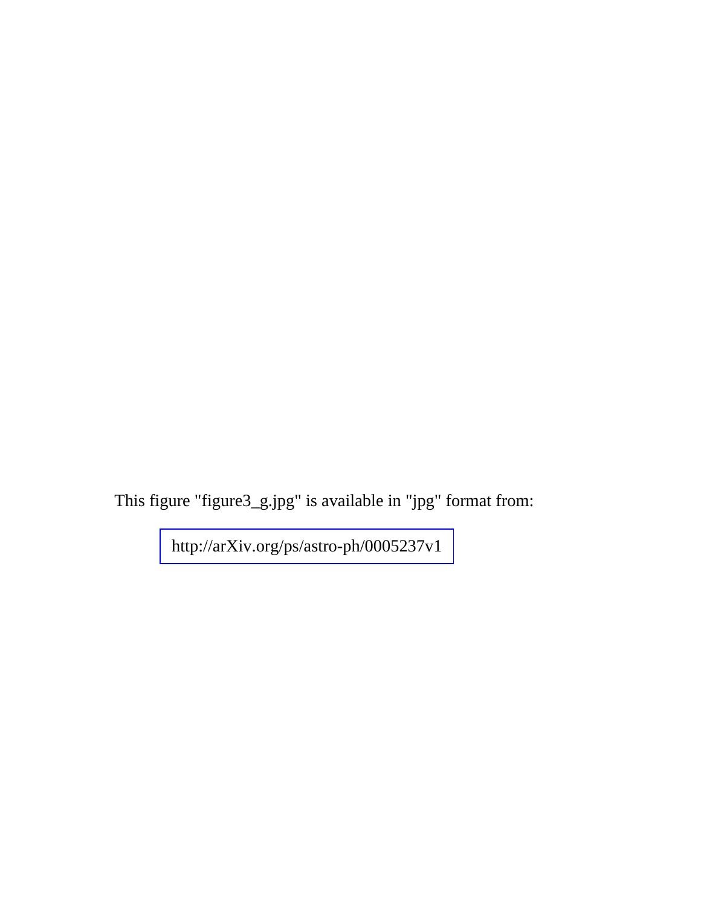This figure "figure3_g.jpg" is available in "jpg" format from:

http://arXiv.org/ps/astro-ph/0005237v1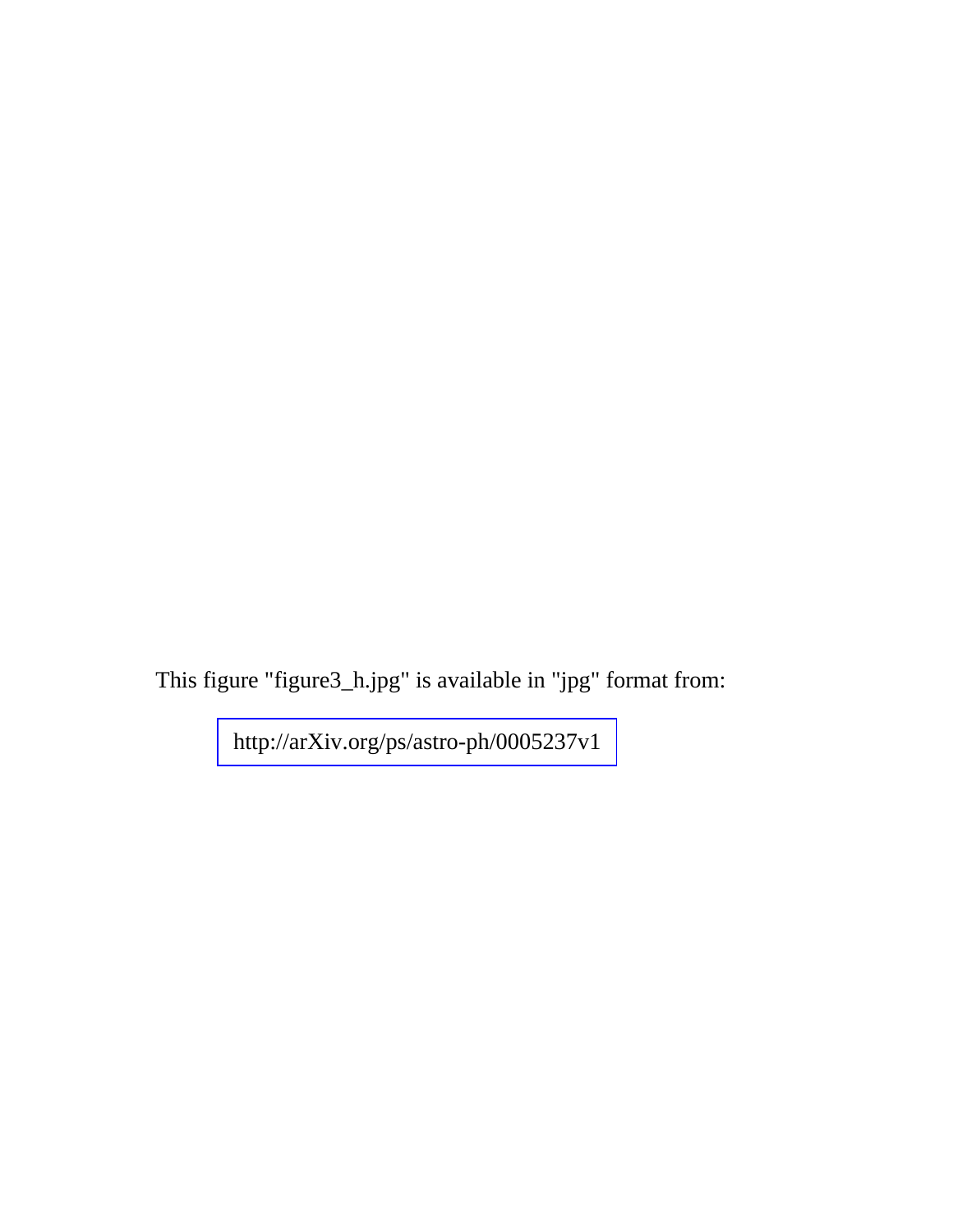This figure "figure3_h.jpg" is available in "jpg" format from:

http://arXiv.org/ps/astro-ph/0005237v1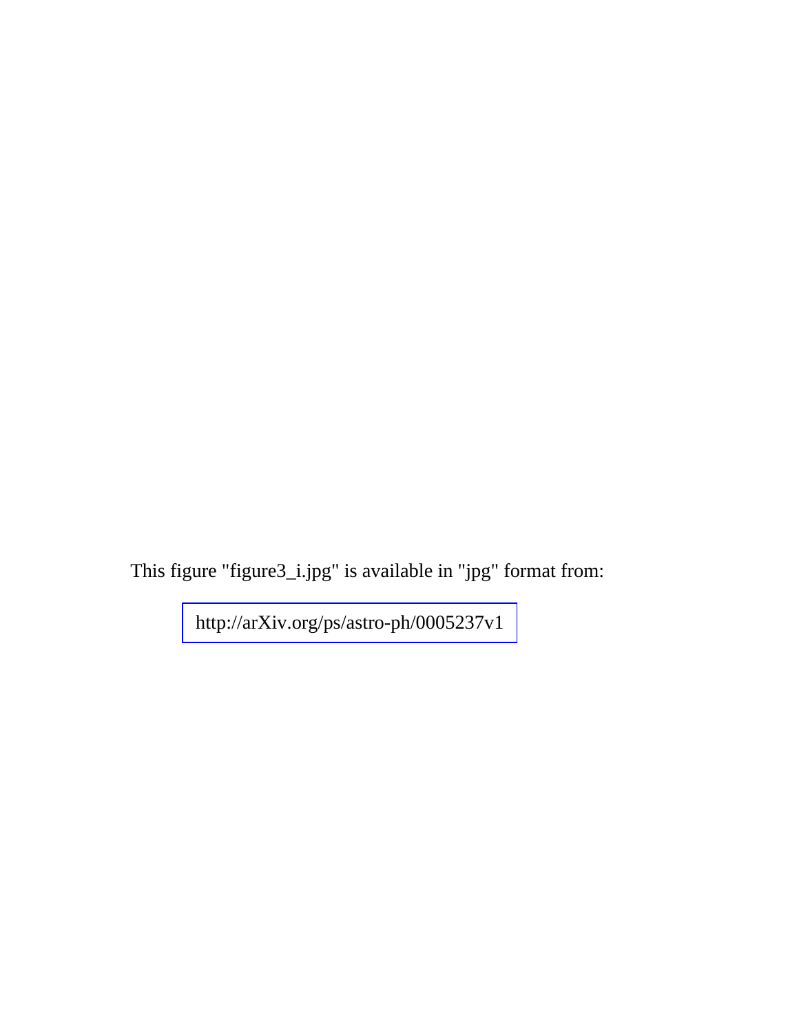This figure "figure3_i.jpg" is available in "jpg" format from:

http://arXiv.org/ps/astro-ph/0005237v1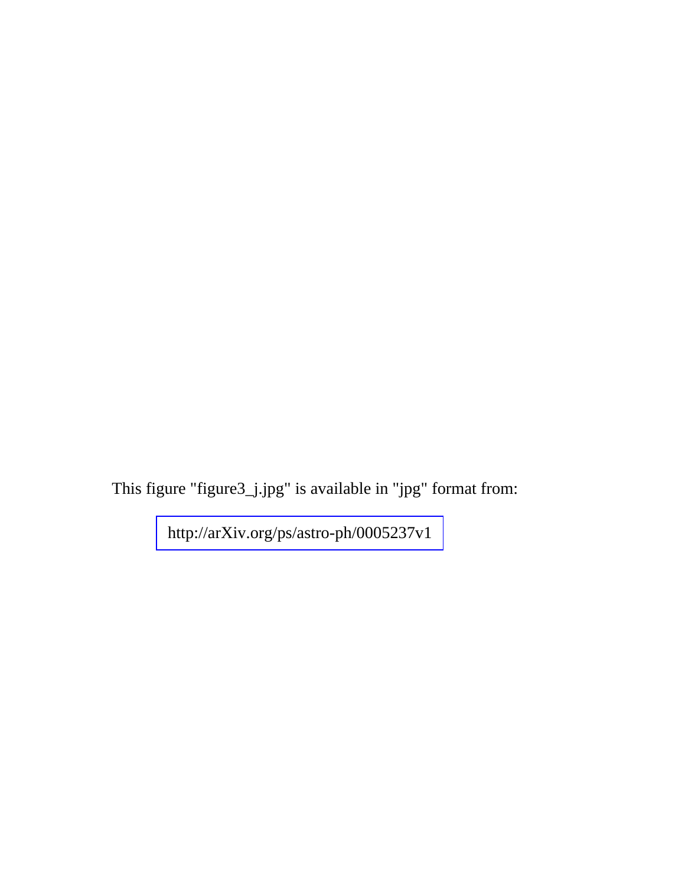This figure "figure3_j.jpg" is available in "jpg" format from:

http://arXiv.org/ps/astro-ph/0005237v1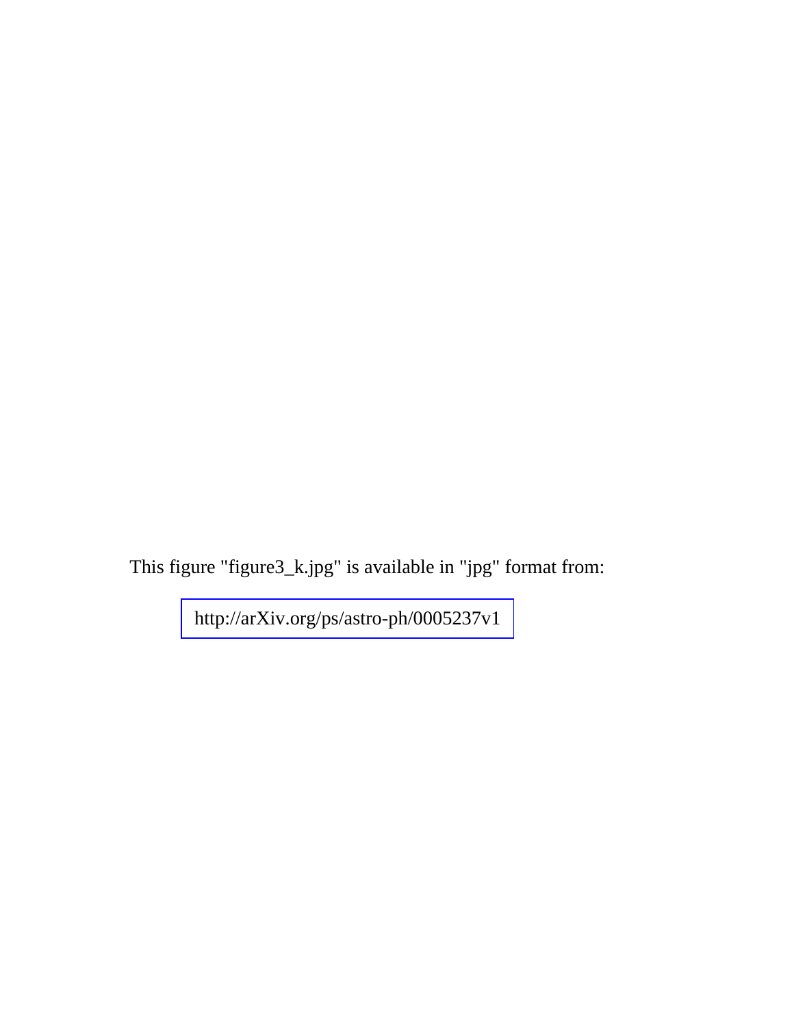This figure "figure3_k.jpg" is available in "jpg" format from:

http://arXiv.org/ps/astro-ph/0005237v1